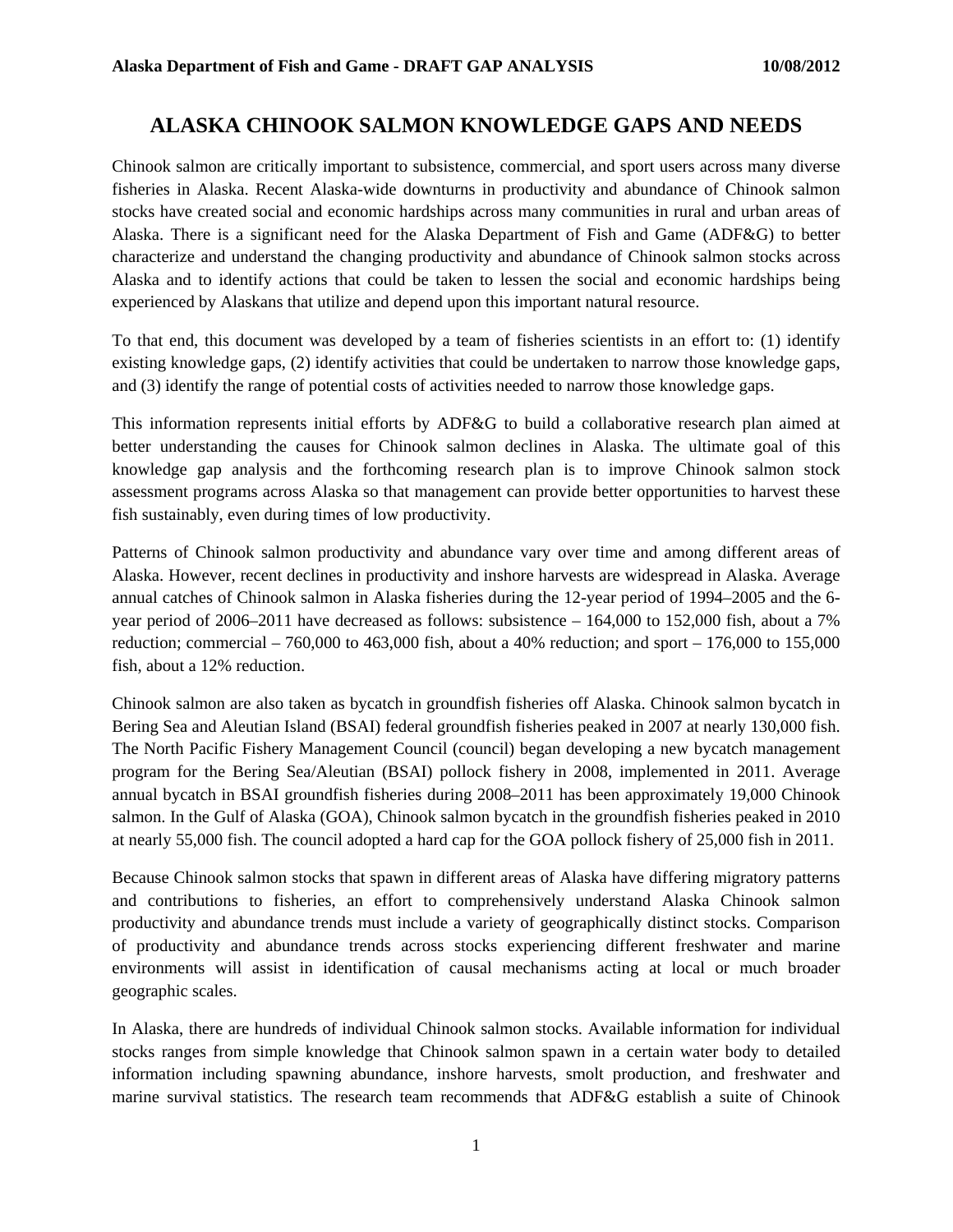# ALASKA CHINOOK SALMON KNOWLEDGE GAPS AND NEEDS

Chinook salmon are critically important to subsistence, commercial, and sport users across many diverse fisheries in Alaska. Recent Alaska-wide downturns in productivity and abundance of Chinook salmon stocks have created social and economic hardships across many communities in rural and urban areas of Alaska. There is a significant need for the Alaska Department of Fish and Game (ADF&G) to better characterize and understand the changing productivity and abundance of Chinook salmon stocks across Alaska and to identify actions that could be taken to lessen the social and economic hardships being experienced by Alaskans that utilize and depend upon this important natural resource.

To that end, this document was developed by a team of fisheries scientists in an effort to: (1) identify existing knowledge gaps, (2) identify activities that could be undertaken to narrow those knowledge gaps, and (3) identify the range of potential costs of activities needed to narrow those knowledge gaps.

This information represents initial efforts by ADF&G to build a collaborative research plan aimed at better understanding the causes for Chinook salmon declines in Alaska. The ultimate goal of this knowledge gap analysis and the forthcoming research plan is to improve Chinook salmon stock assessment programs across Alaska so that management can provide better opportunities to harvest these fish sustainably, even during times of low productivity.

Patterns of Chinook salmon productivity and abundance vary over time and among different areas of Alaska. However, recent declines in productivity and inshore harvests are widespread in Alaska. Average annual catches of Chinook salmon in Alaska fisheries during the 12-year period of 1994–2005 and the 6-year period of 2006–2011 have decreased as follows: subsistence – 164,000 to 152,000 fish, about a 7% reduction; commercial – 760,000 to 463,000 fish, about a 40% reduction; and sport – 176,000 to 155,000 fish, about a 12% reduction.

Chinook salmon are also taken as bycatch in groundfish fisheries off Alaska. Chinook salmon bycatch in Bering Sea and Aleutian Island (BSAI) federal groundfish fisheries peaked in 2007 at nearly 130,000 fish. The North Pacific Fishery Management Council (council) began developing a new bycatch management program for the Bering Sea/Aleutian (BSAI) pollock fishery in 2008, implemented in 2011. Average annual bycatch in BSAI groundfish fisheries during 2008–2011 has been approximately 19,000 Chinook salmon. In the Gulf of Alaska (GOA), Chinook salmon bycatch in the groundfish fisheries peaked in 2010 at nearly 55,000 fish. The council adopted a hard cap for the GOA pollock fishery of 25,000 fish in 2011.

Because Chinook salmon stocks that spawn in different areas of Alaska have differing migratory patterns and contributions to fisheries, an effort to comprehensively understand Alaska Chinook salmon productivity and abundance trends must include a variety of geographically distinct stocks. Comparison of productivity and abundance trends across stocks experiencing different freshwater and marine environments will assist in identification of causal mechanisms acting at local or much broader geographic scales.

In Alaska, there are hundreds of individual Chinook salmon stocks. Available information for individual stocks ranges from simple knowledge that Chinook salmon spawn in a certain water body to detailed information including spawning abundance, inshore harvests, smolt production, and freshwater and marine survival statistics. The research team recommends that ADF&G establish a suite of Chinook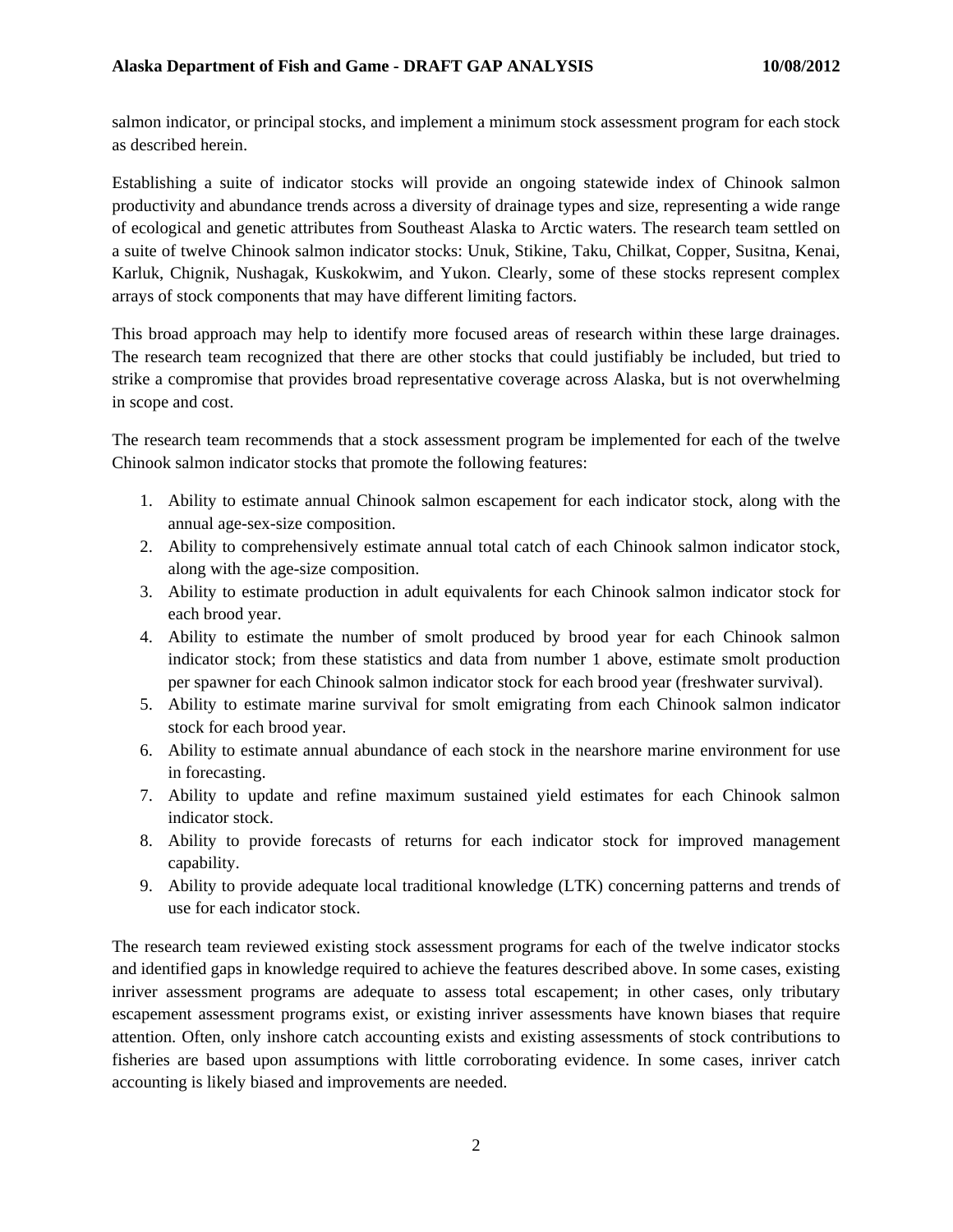salmon indicator, or principal stocks, and implement a minimum stock assessment program for each stock as described herein.

Establishing a suite of indicator stocks will provide an ongoing statewide index of Chinook salmon productivity and abundance trends across a diversity of drainage types and size, representing a wide range of ecological and genetic attributes from Southeast Alaska to Arctic waters. The research team settled on a suite of twelve Chinook salmon indicator stocks: Unuk, Stikine, Taku, Chilkat, Copper, Susitna, Kenai, Karluk, Chignik, Nushagak, Kuskokwim, and Yukon. Clearly, some of these stocks represent complex arrays of stock components that may have different limiting factors.

This broad approach may help to identify more focused areas of research within these large drainages. The research team recognized that there are other stocks that could justifiably be included, but tried to strike a compromise that provides broad representative coverage across Alaska, but is not overwhelming in scope and cost.

The research team recommends that a stock assessment program be implemented for each of the twelve Chinook salmon indicator stocks that promote the following features:

1. Ability to estimate annual Chinook salmon escapement for each indicator stock, along with the annual age-sex-size composition.
2. Ability to comprehensively estimate annual total catch of each Chinook salmon indicator stock, along with the age-size composition.
3. Ability to estimate production in adult equivalents for each Chinook salmon indicator stock for each brood year.
4. Ability to estimate the number of smolt produced by brood year for each Chinook salmon indicator stock; from these statistics and data from number 1 above, estimate smolt production per spawner for each Chinook salmon indicator stock for each brood year (freshwater survival).
5. Ability to estimate marine survival for smolt emigrating from each Chinook salmon indicator stock for each brood year.
6. Ability to estimate annual abundance of each stock in the nearshore marine environment for use in forecasting.
7. Ability to update and refine maximum sustained yield estimates for each Chinook salmon indicator stock.
8. Ability to provide forecasts of returns for each indicator stock for improved management capability.
9. Ability to provide adequate local traditional knowledge (LTK) concerning patterns and trends of use for each indicator stock.

The research team reviewed existing stock assessment programs for each of the twelve indicator stocks and identified gaps in knowledge required to achieve the features described above. In some cases, existing inriver assessment programs are adequate to assess total escapement; in other cases, only tributary escapement assessment programs exist, or existing inriver assessments have known biases that require attention. Often, only inshore catch accounting exists and existing assessments of stock contributions to fisheries are based upon assumptions with little corroborating evidence. In some cases, inriver catch accounting is likely biased and improvements are needed.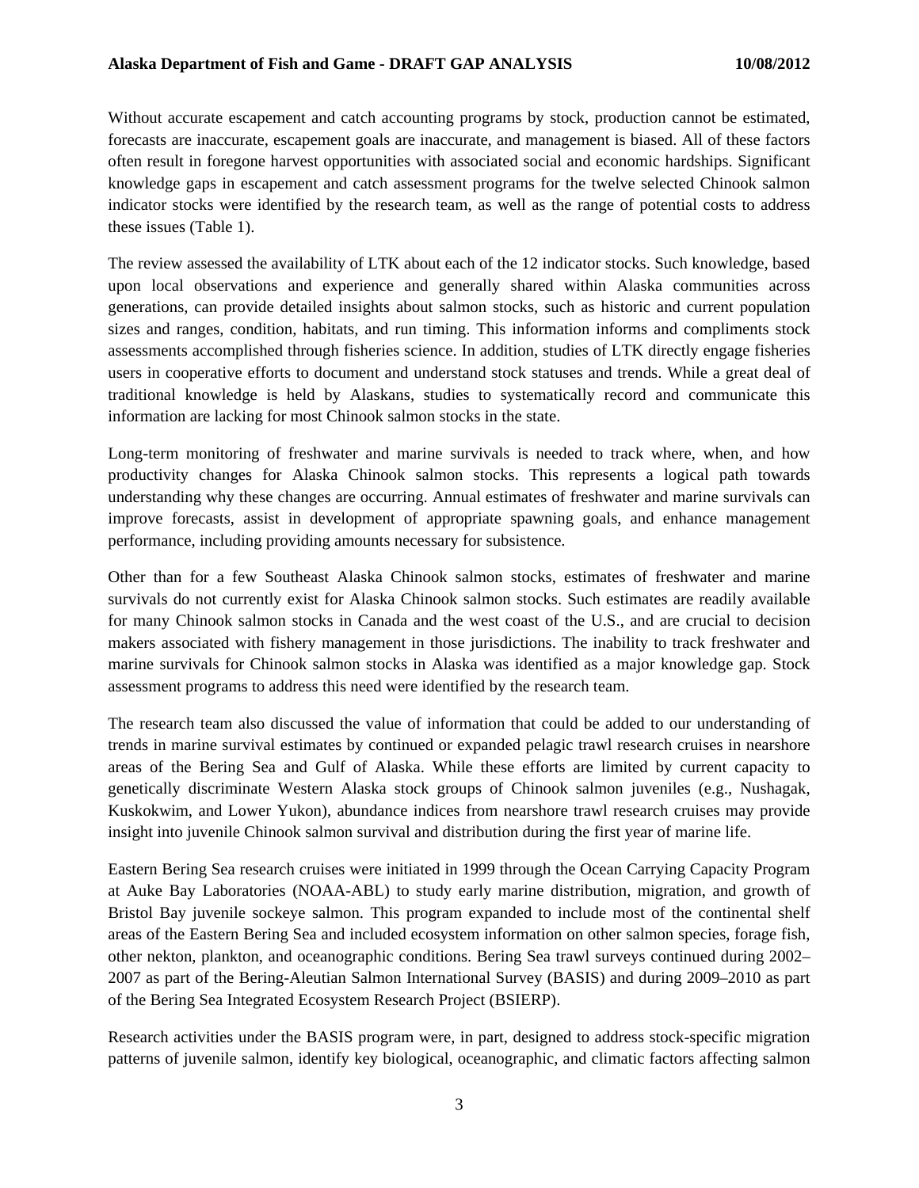Without accurate escapement and catch accounting programs by stock, production cannot be estimated, forecasts are inaccurate, escapement goals are inaccurate, and management is biased. All of these factors often result in foregone harvest opportunities with associated social and economic hardships. Significant knowledge gaps in escapement and catch assessment programs for the twelve selected Chinook salmon indicator stocks were identified by the research team, as well as the range of potential costs to address these issues (Table 1).

The review assessed the availability of LTK about each of the 12 indicator stocks. Such knowledge, based upon local observations and experience and generally shared within Alaska communities across generations, can provide detailed insights about salmon stocks, such as historic and current population sizes and ranges, condition, habitats, and run timing. This information informs and compliments stock assessments accomplished through fisheries science. In addition, studies of LTK directly engage fisheries users in cooperative efforts to document and understand stock statuses and trends. While a great deal of traditional knowledge is held by Alaskans, studies to systematically record and communicate this information are lacking for most Chinook salmon stocks in the state.

Long-term monitoring of freshwater and marine survivals is needed to track where, when, and how productivity changes for Alaska Chinook salmon stocks. This represents a logical path towards understanding why these changes are occurring. Annual estimates of freshwater and marine survivals can improve forecasts, assist in development of appropriate spawning goals, and enhance management performance, including providing amounts necessary for subsistence.

Other than for a few Southeast Alaska Chinook salmon stocks, estimates of freshwater and marine survivals do not currently exist for Alaska Chinook salmon stocks. Such estimates are readily available for many Chinook salmon stocks in Canada and the west coast of the U.S., and are crucial to decision makers associated with fishery management in those jurisdictions. The inability to track freshwater and marine survivals for Chinook salmon stocks in Alaska was identified as a major knowledge gap. Stock assessment programs to address this need were identified by the research team.

The research team also discussed the value of information that could be added to our understanding of trends in marine survival estimates by continued or expanded pelagic trawl research cruises in nearshore areas of the Bering Sea and Gulf of Alaska. While these efforts are limited by current capacity to genetically discriminate Western Alaska stock groups of Chinook salmon juveniles (e.g., Nushagak, Kuskokwim, and Lower Yukon), abundance indices from nearshore trawl research cruises may provide insight into juvenile Chinook salmon survival and distribution during the first year of marine life.

Eastern Bering Sea research cruises were initiated in 1999 through the Ocean Carrying Capacity Program at Auke Bay Laboratories (NOAA-ABL) to study early marine distribution, migration, and growth of Bristol Bay juvenile sockeye salmon. This program expanded to include most of the continental shelf areas of the Eastern Bering Sea and included ecosystem information on other salmon species, forage fish, other nekton, plankton, and oceanographic conditions. Bering Sea trawl surveys continued during 2002–2007 as part of the Bering-Aleutian Salmon International Survey (BASIS) and during 2009–2010 as part of the Bering Sea Integrated Ecosystem Research Project (BSIERP).

Research activities under the BASIS program were, in part, designed to address stock-specific migration patterns of juvenile salmon, identify key biological, oceanographic, and climatic factors affecting salmon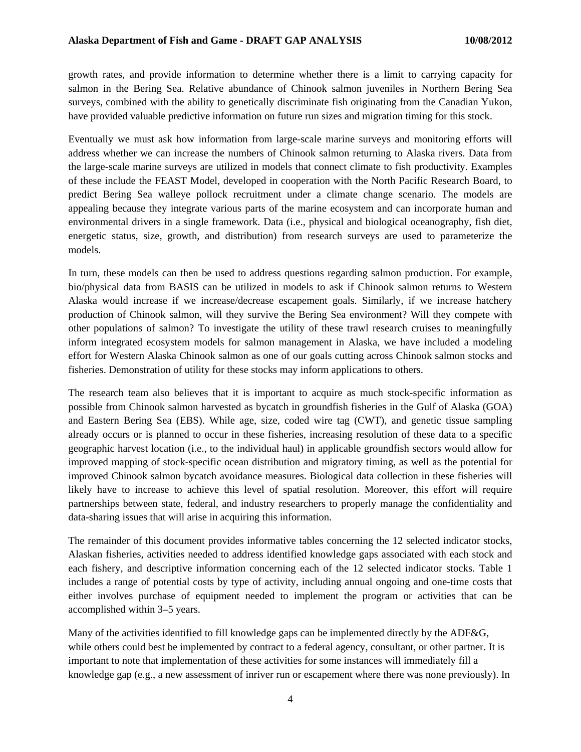growth rates, and provide information to determine whether there is a limit to carrying capacity for salmon in the Bering Sea. Relative abundance of Chinook salmon juveniles in Northern Bering Sea surveys, combined with the ability to genetically discriminate fish originating from the Canadian Yukon, have provided valuable predictive information on future run sizes and migration timing for this stock.

Eventually we must ask how information from large-scale marine surveys and monitoring efforts will address whether we can increase the numbers of Chinook salmon returning to Alaska rivers. Data from the large-scale marine surveys are utilized in models that connect climate to fish productivity. Examples of these include the FEAST Model, developed in cooperation with the North Pacific Research Board, to predict Bering Sea walleye pollock recruitment under a climate change scenario. The models are appealing because they integrate various parts of the marine ecosystem and can incorporate human and environmental drivers in a single framework. Data (i.e., physical and biological oceanography, fish diet, energetic status, size, growth, and distribution) from research surveys are used to parameterize the models.

In turn, these models can then be used to address questions regarding salmon production. For example, bio/physical data from BASIS can be utilized in models to ask if Chinook salmon returns to Western Alaska would increase if we increase/decrease escapement goals. Similarly, if we increase hatchery production of Chinook salmon, will they survive the Bering Sea environment? Will they compete with other populations of salmon? To investigate the utility of these trawl research cruises to meaningfully inform integrated ecosystem models for salmon management in Alaska, we have included a modeling effort for Western Alaska Chinook salmon as one of our goals cutting across Chinook salmon stocks and fisheries. Demonstration of utility for these stocks may inform applications to others.

The research team also believes that it is important to acquire as much stock-specific information as possible from Chinook salmon harvested as bycatch in groundfish fisheries in the Gulf of Alaska (GOA) and Eastern Bering Sea (EBS). While age, size, coded wire tag (CWT), and genetic tissue sampling already occurs or is planned to occur in these fisheries, increasing resolution of these data to a specific geographic harvest location (i.e., to the individual haul) in applicable groundfish sectors would allow for improved mapping of stock-specific ocean distribution and migratory timing, as well as the potential for improved Chinook salmon bycatch avoidance measures. Biological data collection in these fisheries will likely have to increase to achieve this level of spatial resolution. Moreover, this effort will require partnerships between state, federal, and industry researchers to properly manage the confidentiality and data-sharing issues that will arise in acquiring this information.

The remainder of this document provides informative tables concerning the 12 selected indicator stocks, Alaskan fisheries, activities needed to address identified knowledge gaps associated with each stock and each fishery, and descriptive information concerning each of the 12 selected indicator stocks. Table 1 includes a range of potential costs by type of activity, including annual ongoing and one-time costs that either involves purchase of equipment needed to implement the program or activities that can be accomplished within 3–5 years.

Many of the activities identified to fill knowledge gaps can be implemented directly by the ADF&G, while others could best be implemented by contract to a federal agency, consultant, or other partner. It is important to note that implementation of these activities for some instances will immediately fill a knowledge gap (e.g., a new assessment of inriver run or escapement where there was none previously). In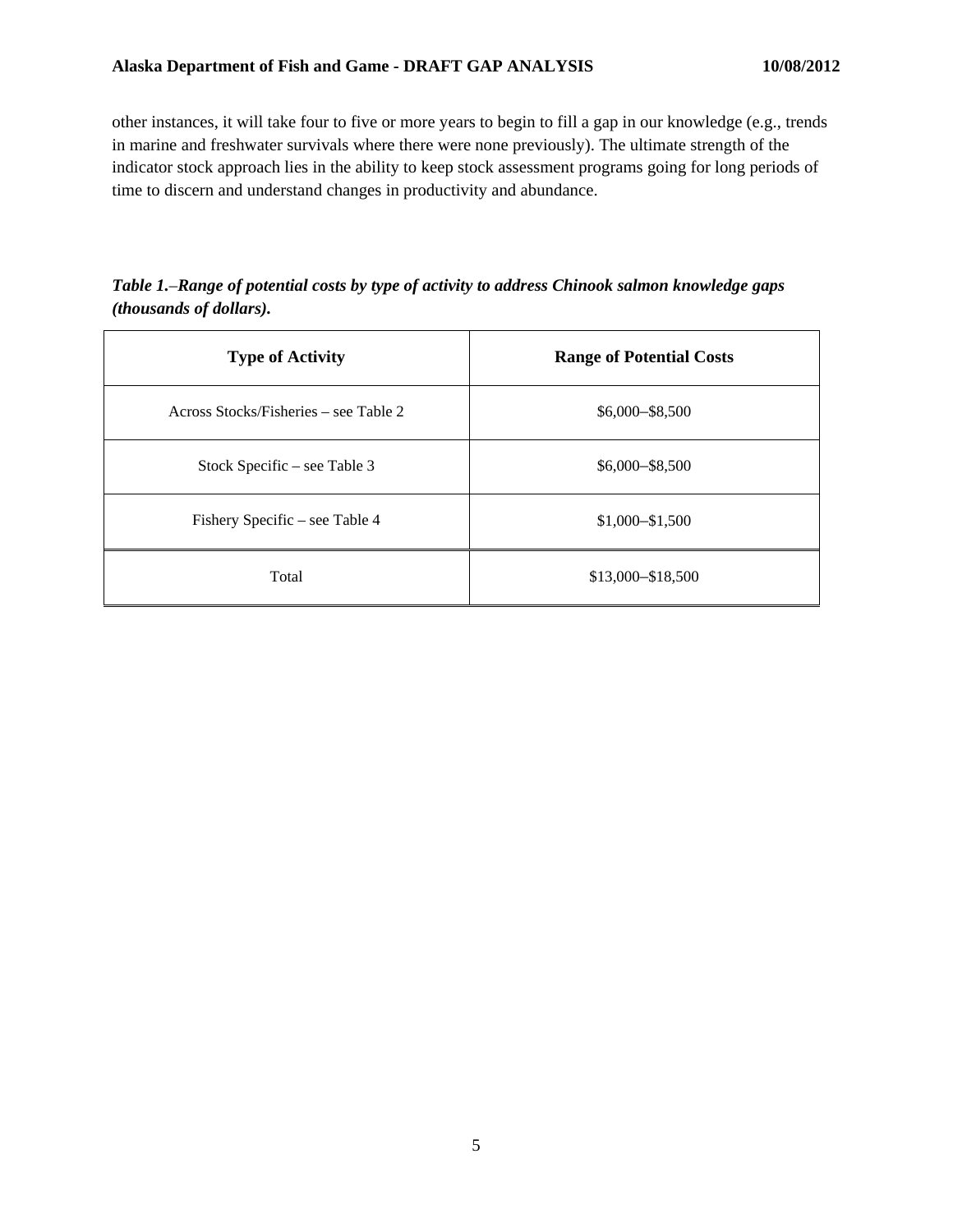other instances, it will take four to five or more years to begin to fill a gap in our knowledge (e.g., trends in marine and freshwater survivals where there were none previously). The ultimate strength of the indicator stock approach lies in the ability to keep stock assessment programs going for long periods of time to discern and understand changes in productivity and abundance.

***Table 1.–Range of potential costs by type of activity to address Chinook salmon knowledge gaps (thousands of dollars).***

| Type of Activity | Range of Potential Costs |
| --- | --- |
| Across Stocks/Fisheries – see Table 2 | $6,000–$8,500 |
| Stock Specific – see Table 3 | $6,000–$8,500 |
| Fishery Specific – see Table 4 | $1,000–$1,500 |
| Total | $13,000–$18,500 |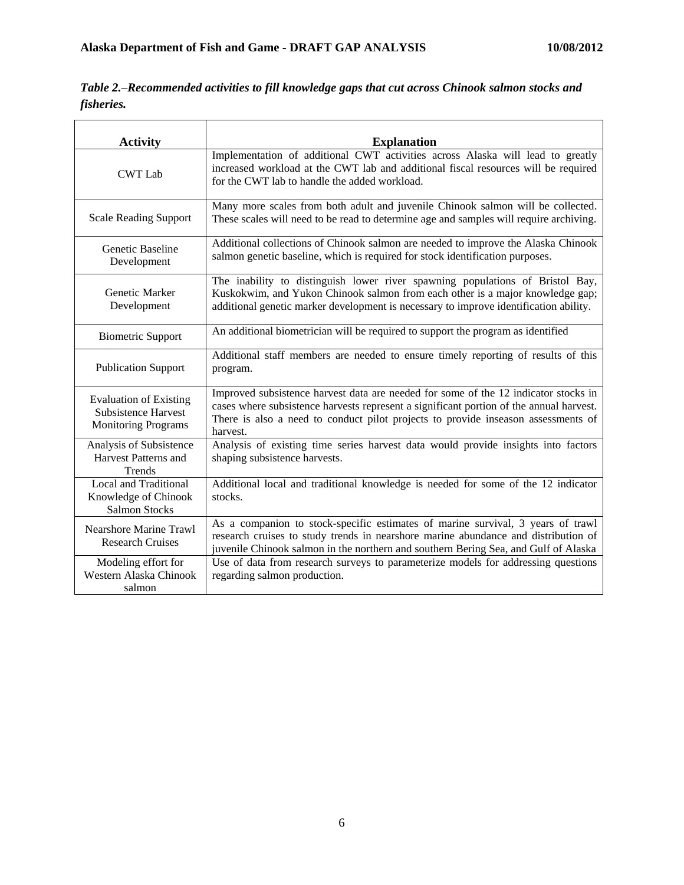*Table 2.–Recommended activities to fill knowledge gaps that cut across Chinook salmon stocks and fisheries.*

| Activity | Explanation |
|---|---|
| CWT Lab | Implementation of additional CWT activities across Alaska will lead to greatly increased workload at the CWT lab and additional fiscal resources will be required for the CWT lab to handle the added workload. |
| Scale Reading Support | Many more scales from both adult and juvenile Chinook salmon will be collected. These scales will need to be read to determine age and samples will require archiving. |
| Genetic Baseline Development | Additional collections of Chinook salmon are needed to improve the Alaska Chinook salmon genetic baseline, which is required for stock identification purposes. |
| Genetic Marker Development | The inability to distinguish lower river spawning populations of Bristol Bay, Kuskokwim, and Yukon Chinook salmon from each other is a major knowledge gap; additional genetic marker development is necessary to improve identification ability. |
| Biometric Support | An additional biometrician will be required to support the program as identified |
| Publication Support | Additional staff members are needed to ensure timely reporting of results of this program. |
| Evaluation of Existing Subsistence Harvest Monitoring Programs | Improved subsistence harvest data are needed for some of the 12 indicator stocks in cases where subsistence harvests represent a significant portion of the annual harvest. There is also a need to conduct pilot projects to provide inseason assessments of harvest. |
| Analysis of Subsistence Harvest Patterns and Trends | Analysis of existing time series harvest data would provide insights into factors shaping subsistence harvests. |
| Local and Traditional Knowledge of Chinook Salmon Stocks | Additional local and traditional knowledge is needed for some of the 12 indicator stocks. |
| Nearshore Marine Trawl Research Cruises | As a companion to stock-specific estimates of marine survival, 3 years of trawl research cruises to study trends in nearshore marine abundance and distribution of juvenile Chinook salmon in the northern and southern Bering Sea, and Gulf of Alaska |
| Modeling effort for Western Alaska Chinook salmon | Use of data from research surveys to parameterize models for addressing questions regarding salmon production. |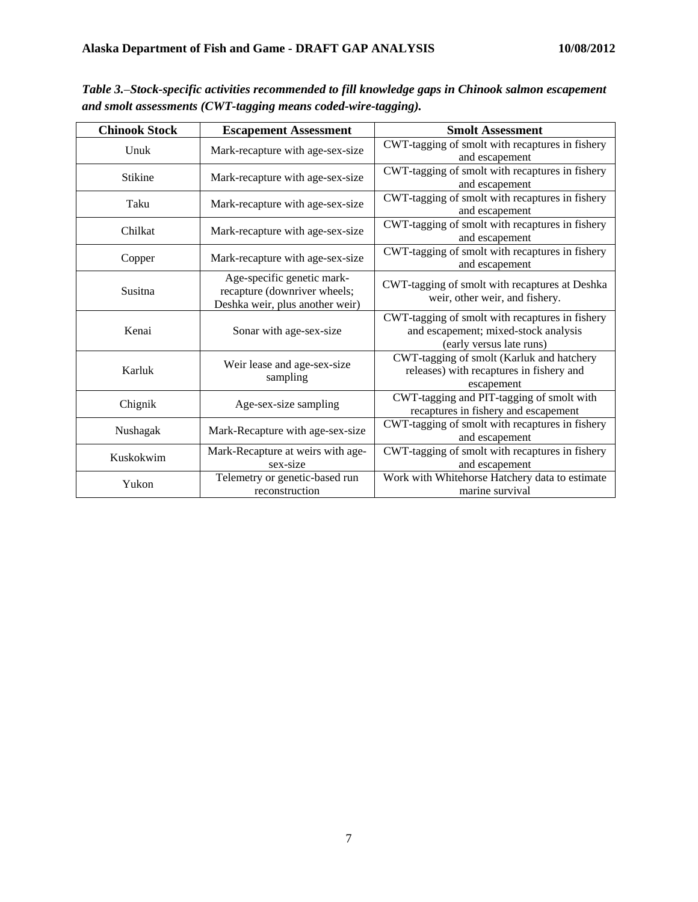*Table 3.–Stock-specific activities recommended to fill knowledge gaps in Chinook salmon escapement and smolt assessments (CWT-tagging means coded-wire-tagging).*

| Chinook Stock | Escapement Assessment | Smolt Assessment |
|---|---|---|
| Unuk | Mark-recapture with age-sex-size | CWT-tagging of smolt with recaptures in fishery and escapement |
| Stikine | Mark-recapture with age-sex-size | CWT-tagging of smolt with recaptures in fishery and escapement |
| Taku | Mark-recapture with age-sex-size | CWT-tagging of smolt with recaptures in fishery and escapement |
| Chilkat | Mark-recapture with age-sex-size | CWT-tagging of smolt with recaptures in fishery and escapement |
| Copper | Mark-recapture with age-sex-size | CWT-tagging of smolt with recaptures in fishery and escapement |
| Susitna | Age-specific genetic mark-recapture (downriver wheels; Deshka weir, plus another weir) | CWT-tagging of smolt with recaptures at Deshka weir, other weir, and fishery. |
| Kenai | Sonar with age-sex-size | CWT-tagging of smolt with recaptures in fishery and escapement; mixed-stock analysis (early versus late runs) |
| Karluk | Weir lease and age-sex-size sampling | CWT-tagging of smolt (Karluk and hatchery releases) with recaptures in fishery and escapement |
| Chignik | Age-sex-size sampling | CWT-tagging and PIT-tagging of smolt with recaptures in fishery and escapement |
| Nushagak | Mark-Recapture with age-sex-size | CWT-tagging of smolt with recaptures in fishery and escapement |
| Kuskokwim | Mark-Recapture at weirs with age-sex-size | CWT-tagging of smolt with recaptures in fishery and escapement |
| Yukon | Telemetry or genetic-based run reconstruction | Work with Whitehorse Hatchery data to estimate marine survival |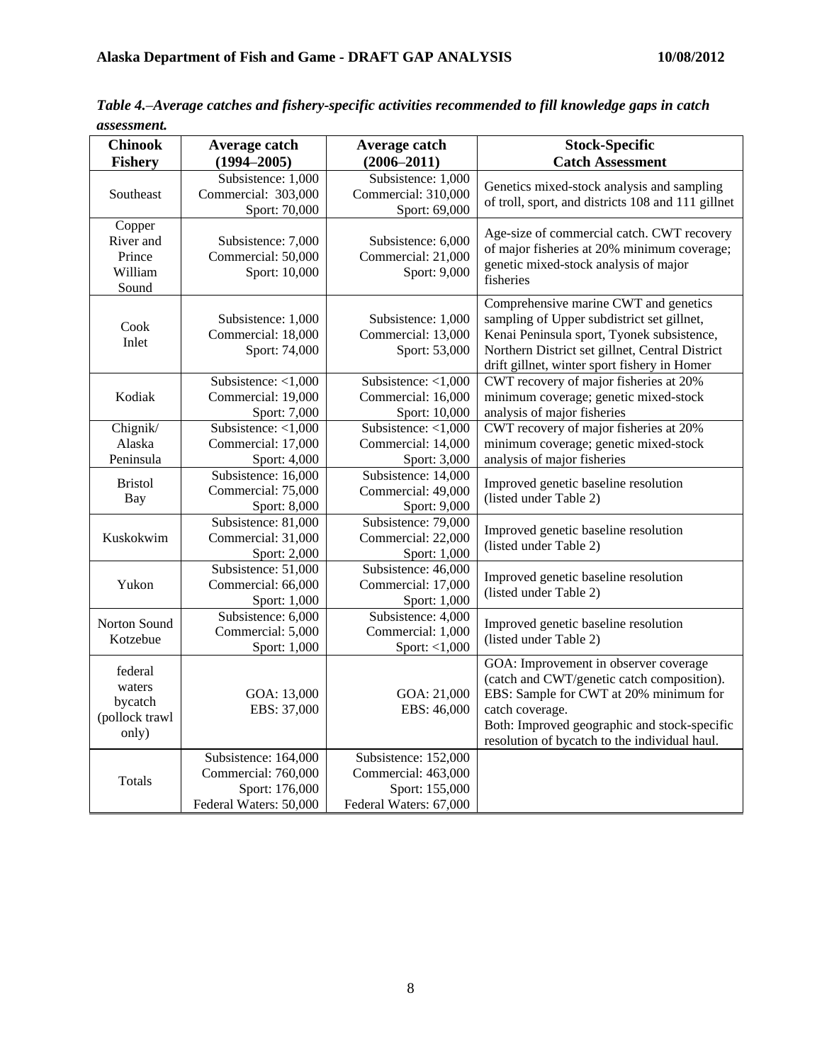*Table 4.–Average catches and fishery-specific activities recommended to fill knowledge gaps in catch assessment.*

| Chinook Fishery | Average catch (1994–2005) | Average catch (2006–2011) | Stock-Specific Catch Assessment |
|---|---|---|---|
| Southeast | Subsistence: 1,000<br>Commercial: 303,000<br>Sport: 70,000 | Subsistence: 1,000<br>Commercial: 310,000<br>Sport: 69,000 | Genetics mixed-stock analysis and sampling of troll, sport, and districts 108 and 111 gillnet |
| Copper River and Prince William Sound | Subsistence: 7,000<br>Commercial: 50,000<br>Sport: 10,000 | Subsistence: 6,000<br>Commercial: 21,000<br>Sport: 9,000 | Age-size of commercial catch. CWT recovery of major fisheries at 20% minimum coverage; genetic mixed-stock analysis of major fisheries |
| Cook Inlet | Subsistence: 1,000<br>Commercial: 18,000<br>Sport: 74,000 | Subsistence: 1,000<br>Commercial: 13,000<br>Sport: 53,000 | Comprehensive marine CWT and genetics sampling of Upper subdistrict set gillnet, Kenai Peninsula sport, Tyonek subsistence, Northern District set gillnet, Central District drift gillnet, winter sport fishery in Homer |
| Kodiak | Subsistence: <1,000<br>Commercial: 19,000<br>Sport: 7,000 | Subsistence: <1,000<br>Commercial: 16,000<br>Sport: 10,000 | CWT recovery of major fisheries at 20% minimum coverage; genetic mixed-stock analysis of major fisheries |
| Chignik/ Alaska Peninsula | Subsistence: <1,000<br>Commercial: 17,000<br>Sport: 4,000 | Subsistence: <1,000<br>Commercial: 14,000<br>Sport: 3,000 | CWT recovery of major fisheries at 20% minimum coverage; genetic mixed-stock analysis of major fisheries |
| Bristol Bay | Subsistence: 16,000<br>Commercial: 75,000<br>Sport: 8,000 | Subsistence: 14,000<br>Commercial: 49,000<br>Sport: 9,000 | Improved genetic baseline resolution (listed under Table 2) |
| Kuskokwim | Subsistence: 81,000<br>Commercial: 31,000<br>Sport: 2,000 | Subsistence: 79,000<br>Commercial: 22,000<br>Sport: 1,000 | Improved genetic baseline resolution (listed under Table 2) |
| Yukon | Subsistence: 51,000<br>Commercial: 66,000<br>Sport: 1,000 | Subsistence: 46,000<br>Commercial: 17,000<br>Sport: 1,000 | Improved genetic baseline resolution (listed under Table 2) |
| Norton Sound Kotzebue | Subsistence: 6,000<br>Commercial: 5,000<br>Sport: 1,000 | Subsistence: 4,000<br>Commercial: 1,000<br>Sport: <1,000 | Improved genetic baseline resolution (listed under Table 2) |
| federal waters bycatch (pollock trawl only) | GOA: 13,000<br>EBS: 37,000 | GOA: 21,000<br>EBS: 46,000 | GOA: Improvement in observer coverage (catch and CWT/genetic catch composition).<br>EBS: Sample for CWT at 20% minimum for catch coverage.<br>Both: Improved geographic and stock-specific resolution of bycatch to the individual haul. |
| Totals | Subsistence: 164,000<br>Commercial: 760,000<br>Sport: 176,000<br>Federal Waters: 50,000 | Subsistence: 152,000<br>Commercial: 463,000<br>Sport: 155,000<br>Federal Waters: 67,000 | |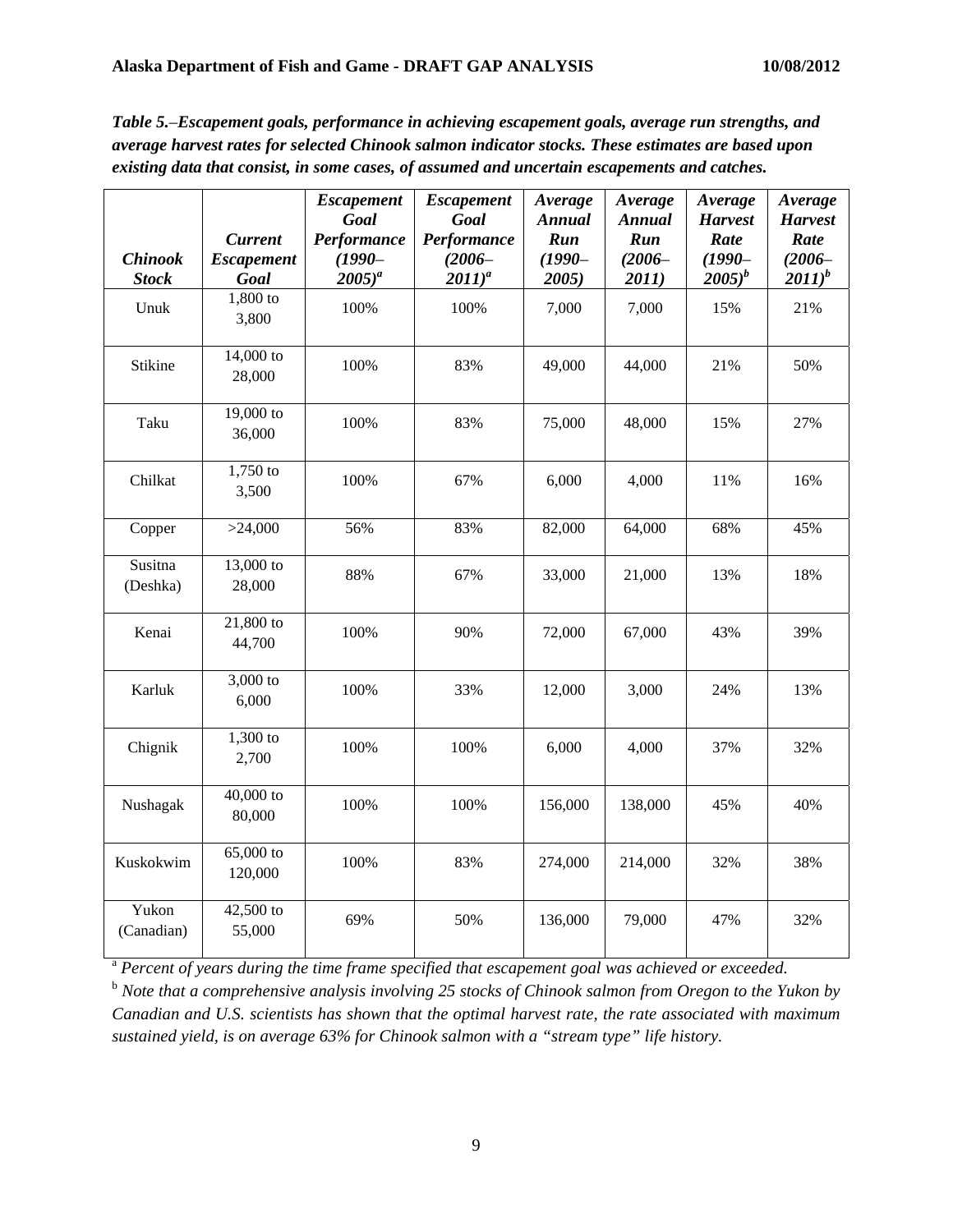***Table 5.*–*Escapement goals, performance in achieving escapement goals, average run strengths, and average harvest rates for selected Chinook salmon indicator stocks. These estimates are based upon existing data that consist, in some cases, of assumed and uncertain escapements and catches.***

| *Chinook Stock* | *Current Escapement Goal* | *Escapement Goal Performance (1990–2005)*[a] | *Escapement Goal Performance (2006–2011)*[a] | *Average Annual Run (1990–2005)* | *Average Annual Run (2006–2011)* | *Average Harvest Rate (1990–2005)*[b] | *Average Harvest Rate (2006–2011)*[b] |
|---|---|---|---|---|---|---|---|
| Unuk | 1,800 to 3,800 | 100% | 100% | 7,000 | 7,000 | 15% | 21% |
| Stikine | 14,000 to 28,000 | 100% | 83% | 49,000 | 44,000 | 21% | 50% |
| Taku | 19,000 to 36,000 | 100% | 83% | 75,000 | 48,000 | 15% | 27% |
| Chilkat | 1,750 to 3,500 | 100% | 67% | 6,000 | 4,000 | 11% | 16% |
| Copper | >24,000 | 56% | 83% | 82,000 | 64,000 | 68% | 45% |
| Susitna (Deshka) | 13,000 to 28,000 | 88% | 67% | 33,000 | 21,000 | 13% | 18% |
| Kenai | 21,800 to 44,700 | 100% | 90% | 72,000 | 67,000 | 43% | 39% |
| Karluk | 3,000 to 6,000 | 100% | 33% | 12,000 | 3,000 | 24% | 13% |
| Chignik | 1,300 to 2,700 | 100% | 100% | 6,000 | 4,000 | 37% | 32% |
| Nushagak | 40,000 to 80,000 | 100% | 100% | 156,000 | 138,000 | 45% | 40% |
| Kuskokwim | 65,000 to 120,000 | 100% | 83% | 274,000 | 214,000 | 32% | 38% |
| Yukon (Canadian) | 42,500 to 55,000 | 69% | 50% | 136,000 | 79,000 | 47% | 32% |

[a] *Percent of years during the time frame specified that escapement goal was achieved or exceeded.*

[b] *Note that a comprehensive analysis involving 25 stocks of Chinook salmon from Oregon to the Yukon by Canadian and U.S. scientists has shown that the optimal harvest rate, the rate associated with maximum sustained yield, is on average 63% for Chinook salmon with a "stream type" life history.*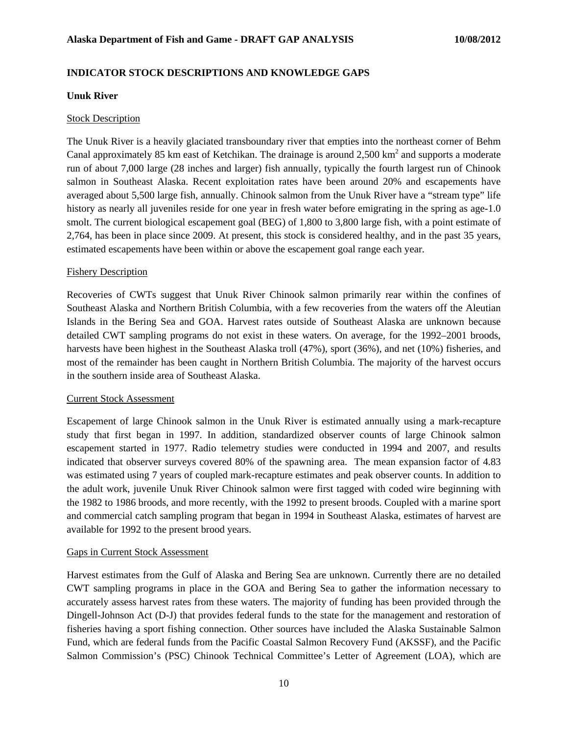## INDICATOR STOCK DESCRIPTIONS AND KNOWLEDGE GAPS

### Unuk River

#### Stock Description

The Unuk River is a heavily glaciated transboundary river that empties into the northeast corner of Behm Canal approximately 85 km east of Ketchikan. The drainage is around 2,500 $km^2$ and supports a moderate run of about 7,000 large (28 inches and larger) fish annually, typically the fourth largest run of Chinook salmon in Southeast Alaska. Recent exploitation rates have been around 20% and escapements have averaged about 5,500 large fish, annually. Chinook salmon from the Unuk River have a "stream type" life history as nearly all juveniles reside for one year in fresh water before emigrating in the spring as age-1.0 smolt. The current biological escapement goal (BEG) of 1,800 to 3,800 large fish, with a point estimate of 2,764, has been in place since 2009. At present, this stock is considered healthy, and in the past 35 years, estimated escapements have been within or above the escapement goal range each year.

#### Fishery Description

Recoveries of CWTs suggest that Unuk River Chinook salmon primarily rear within the confines of Southeast Alaska and Northern British Columbia, with a few recoveries from the waters off the Aleutian Islands in the Bering Sea and GOA. Harvest rates outside of Southeast Alaska are unknown because detailed CWT sampling programs do not exist in these waters. On average, for the 1992–2001 broods, harvests have been highest in the Southeast Alaska troll (47%), sport (36%), and net (10%) fisheries, and most of the remainder has been caught in Northern British Columbia. The majority of the harvest occurs in the southern inside area of Southeast Alaska.

#### Current Stock Assessment

Escapement of large Chinook salmon in the Unuk River is estimated annually using a mark-recapture study that first began in 1997. In addition, standardized observer counts of large Chinook salmon escapement started in 1977. Radio telemetry studies were conducted in 1994 and 2007, and results indicated that observer surveys covered 80% of the spawning area. The mean expansion factor of 4.83 was estimated using 7 years of coupled mark-recapture estimates and peak observer counts. In addition to the adult work, juvenile Unuk River Chinook salmon were first tagged with coded wire beginning with the 1982 to 1986 broods, and more recently, with the 1992 to present broods. Coupled with a marine sport and commercial catch sampling program that began in 1994 in Southeast Alaska, estimates of harvest are available for 1992 to the present brood years.

#### Gaps in Current Stock Assessment

Harvest estimates from the Gulf of Alaska and Bering Sea are unknown. Currently there are no detailed CWT sampling programs in place in the GOA and Bering Sea to gather the information necessary to accurately assess harvest rates from these waters. The majority of funding has been provided through the Dingell-Johnson Act (D-J) that provides federal funds to the state for the management and restoration of fisheries having a sport fishing connection. Other sources have included the Alaska Sustainable Salmon Fund, which are federal funds from the Pacific Coastal Salmon Recovery Fund (AKSSF), and the Pacific Salmon Commission's (PSC) Chinook Technical Committee's Letter of Agreement (LOA), which are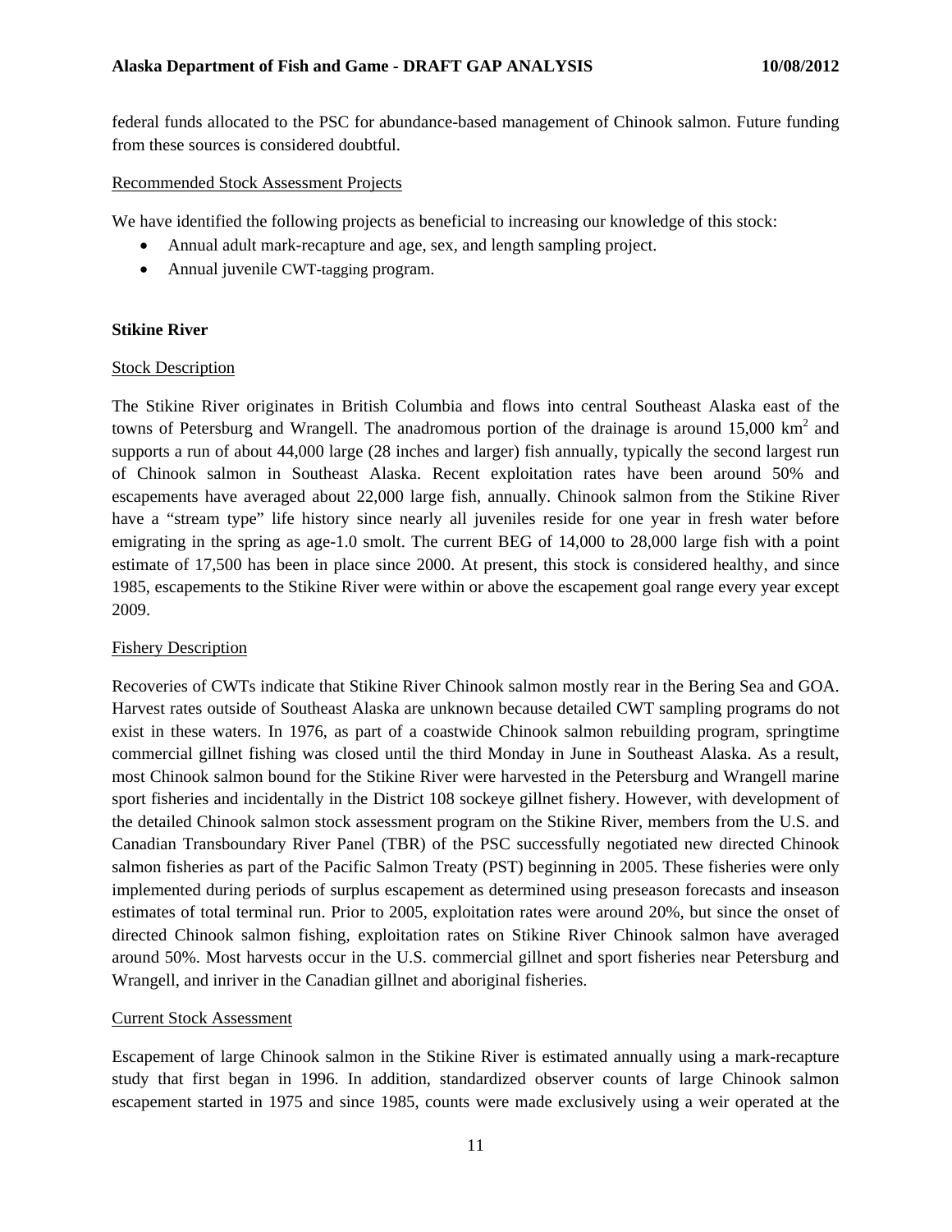federal funds allocated to the PSC for abundance-based management of Chinook salmon. Future funding from these sources is considered doubtful.

Recommended Stock Assessment Projects

We have identified the following projects as beneficial to increasing our knowledge of this stock:

- Annual adult mark-recapture and age, sex, and length sampling project.
- Annual juvenile CWT-tagging program.

**Stikine River**

Stock Description

The Stikine River originates in British Columbia and flows into central Southeast Alaska east of the towns of Petersburg and Wrangell. The anadromous portion of the drainage is around 15,000 $km^2$ and supports a run of about 44,000 large (28 inches and larger) fish annually, typically the second largest run of Chinook salmon in Southeast Alaska. Recent exploitation rates have been around 50% and escapements have averaged about 22,000 large fish, annually. Chinook salmon from the Stikine River have a "stream type" life history since nearly all juveniles reside for one year in fresh water before emigrating in the spring as age-1.0 smolt. The current BEG of 14,000 to 28,000 large fish with a point estimate of 17,500 has been in place since 2000. At present, this stock is considered healthy, and since 1985, escapements to the Stikine River were within or above the escapement goal range every year except 2009.

Fishery Description

Recoveries of CWTs indicate that Stikine River Chinook salmon mostly rear in the Bering Sea and GOA. Harvest rates outside of Southeast Alaska are unknown because detailed CWT sampling programs do not exist in these waters. In 1976, as part of a coastwide Chinook salmon rebuilding program, springtime commercial gillnet fishing was closed until the third Monday in June in Southeast Alaska. As a result, most Chinook salmon bound for the Stikine River were harvested in the Petersburg and Wrangell marine sport fisheries and incidentally in the District 108 sockeye gillnet fishery. However, with development of the detailed Chinook salmon stock assessment program on the Stikine River, members from the U.S. and Canadian Transboundary River Panel (TBR) of the PSC successfully negotiated new directed Chinook salmon fisheries as part of the Pacific Salmon Treaty (PST) beginning in 2005. These fisheries were only implemented during periods of surplus escapement as determined using preseason forecasts and inseason estimates of total terminal run. Prior to 2005, exploitation rates were around 20%, but since the onset of directed Chinook salmon fishing, exploitation rates on Stikine River Chinook salmon have averaged around 50%. Most harvests occur in the U.S. commercial gillnet and sport fisheries near Petersburg and Wrangell, and inriver in the Canadian gillnet and aboriginal fisheries.

Current Stock Assessment

Escapement of large Chinook salmon in the Stikine River is estimated annually using a mark-recapture study that first began in 1996. In addition, standardized observer counts of large Chinook salmon escapement started in 1975 and since 1985, counts were made exclusively using a weir operated at the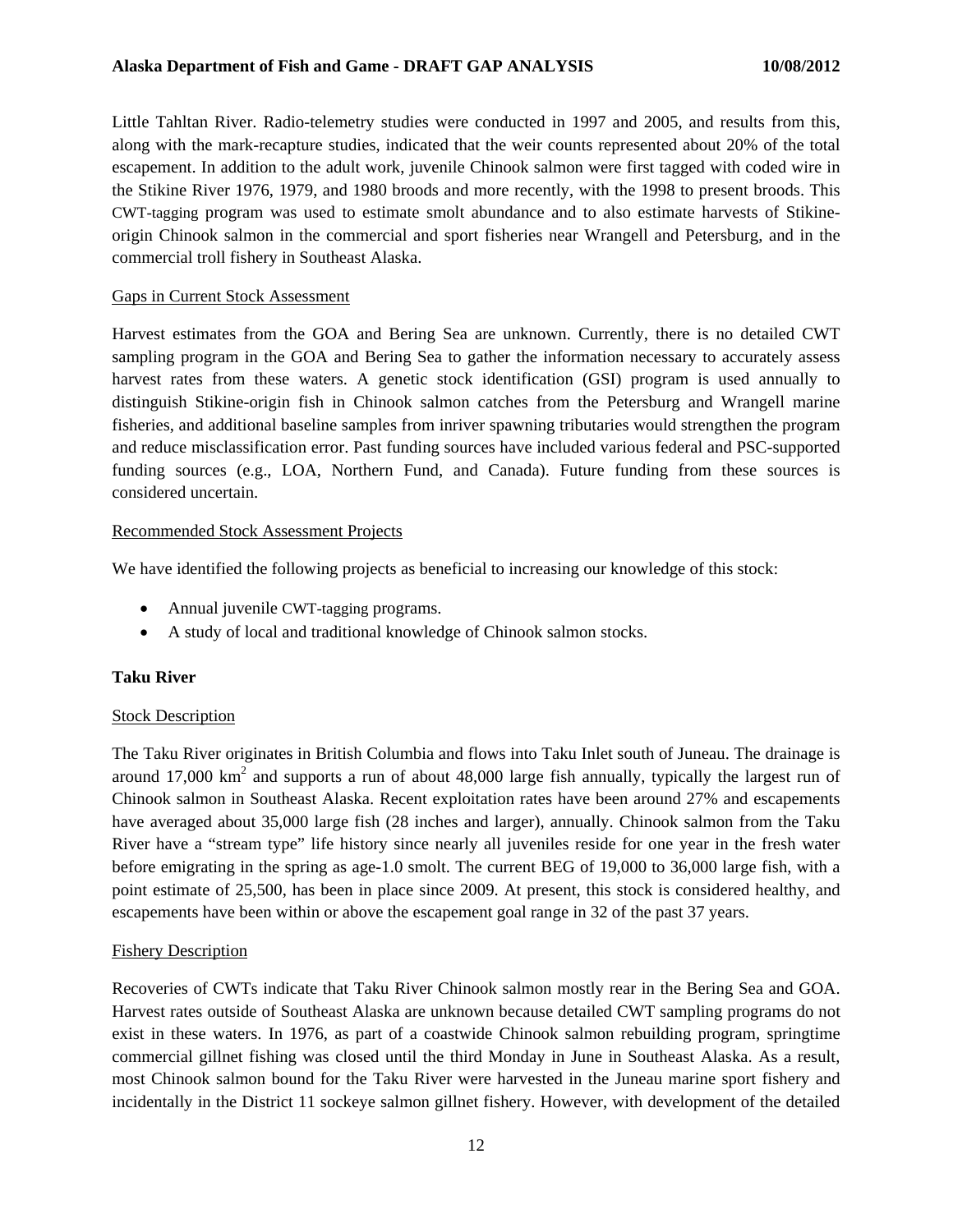Little Tahltan River. Radio-telemetry studies were conducted in 1997 and 2005, and results from this, along with the mark-recapture studies, indicated that the weir counts represented about 20% of the total escapement. In addition to the adult work, juvenile Chinook salmon were first tagged with coded wire in the Stikine River 1976, 1979, and 1980 broods and more recently, with the 1998 to present broods. This CWT-tagging program was used to estimate smolt abundance and to also estimate harvests of Stikine-origin Chinook salmon in the commercial and sport fisheries near Wrangell and Petersburg, and in the commercial troll fishery in Southeast Alaska.

Gaps in Current Stock Assessment

Harvest estimates from the GOA and Bering Sea are unknown. Currently, there is no detailed CWT sampling program in the GOA and Bering Sea to gather the information necessary to accurately assess harvest rates from these waters. A genetic stock identification (GSI) program is used annually to distinguish Stikine-origin fish in Chinook salmon catches from the Petersburg and Wrangell marine fisheries, and additional baseline samples from inriver spawning tributaries would strengthen the program and reduce misclassification error. Past funding sources have included various federal and PSC-supported funding sources (e.g., LOA, Northern Fund, and Canada). Future funding from these sources is considered uncertain.

Recommended Stock Assessment Projects

We have identified the following projects as beneficial to increasing our knowledge of this stock:

- Annual juvenile CWT-tagging programs.
- A study of local and traditional knowledge of Chinook salmon stocks.

**Taku River**

Stock Description

The Taku River originates in British Columbia and flows into Taku Inlet south of Juneau. The drainage is around 17,000 km$^2$ and supports a run of about 48,000 large fish annually, typically the largest run of Chinook salmon in Southeast Alaska. Recent exploitation rates have been around 27% and escapements have averaged about 35,000 large fish (28 inches and larger), annually. Chinook salmon from the Taku River have a "stream type" life history since nearly all juveniles reside for one year in the fresh water before emigrating in the spring as age-1.0 smolt. The current BEG of 19,000 to 36,000 large fish, with a point estimate of 25,500, has been in place since 2009. At present, this stock is considered healthy, and escapements have been within or above the escapement goal range in 32 of the past 37 years.

Fishery Description

Recoveries of CWTs indicate that Taku River Chinook salmon mostly rear in the Bering Sea and GOA. Harvest rates outside of Southeast Alaska are unknown because detailed CWT sampling programs do not exist in these waters. In 1976, as part of a coastwide Chinook salmon rebuilding program, springtime commercial gillnet fishing was closed until the third Monday in June in Southeast Alaska. As a result, most Chinook salmon bound for the Taku River were harvested in the Juneau marine sport fishery and incidentally in the District 11 sockeye salmon gillnet fishery. However, with development of the detailed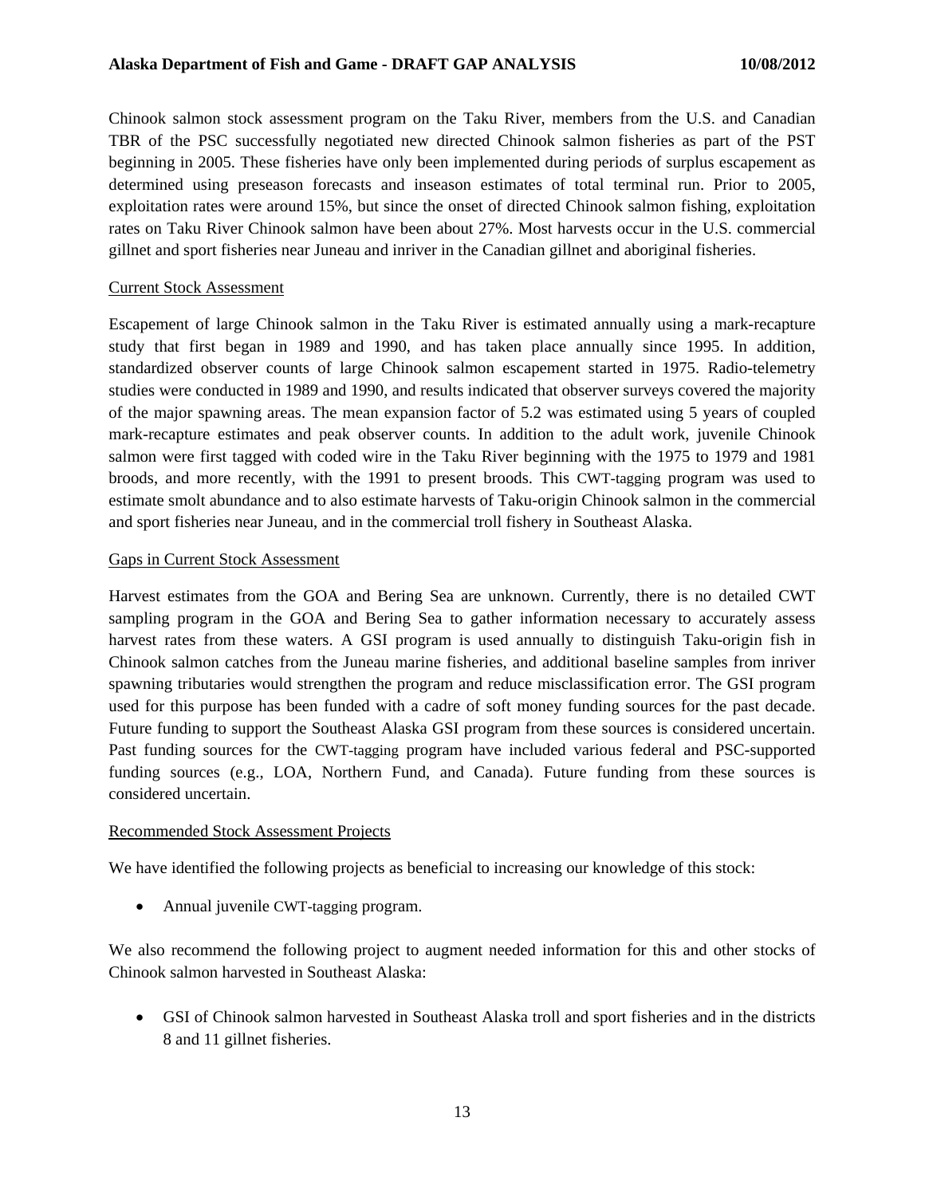Chinook salmon stock assessment program on the Taku River, members from the U.S. and Canadian TBR of the PSC successfully negotiated new directed Chinook salmon fisheries as part of the PST beginning in 2005. These fisheries have only been implemented during periods of surplus escapement as determined using preseason forecasts and inseason estimates of total terminal run. Prior to 2005, exploitation rates were around 15%, but since the onset of directed Chinook salmon fishing, exploitation rates on Taku River Chinook salmon have been about 27%. Most harvests occur in the U.S. commercial gillnet and sport fisheries near Juneau and inriver in the Canadian gillnet and aboriginal fisheries.

## Current Stock Assessment

Escapement of large Chinook salmon in the Taku River is estimated annually using a mark-recapture study that first began in 1989 and 1990, and has taken place annually since 1995. In addition, standardized observer counts of large Chinook salmon escapement started in 1975. Radio-telemetry studies were conducted in 1989 and 1990, and results indicated that observer surveys covered the majority of the major spawning areas. The mean expansion factor of 5.2 was estimated using 5 years of coupled mark-recapture estimates and peak observer counts. In addition to the adult work, juvenile Chinook salmon were first tagged with coded wire in the Taku River beginning with the 1975 to 1979 and 1981 broods, and more recently, with the 1991 to present broods. This CWT-tagging program was used to estimate smolt abundance and to also estimate harvests of Taku-origin Chinook salmon in the commercial and sport fisheries near Juneau, and in the commercial troll fishery in Southeast Alaska.

## Gaps in Current Stock Assessment

Harvest estimates from the GOA and Bering Sea are unknown. Currently, there is no detailed CWT sampling program in the GOA and Bering Sea to gather information necessary to accurately assess harvest rates from these waters. A GSI program is used annually to distinguish Taku-origin fish in Chinook salmon catches from the Juneau marine fisheries, and additional baseline samples from inriver spawning tributaries would strengthen the program and reduce misclassification error. The GSI program used for this purpose has been funded with a cadre of soft money funding sources for the past decade. Future funding to support the Southeast Alaska GSI program from these sources is considered uncertain. Past funding sources for the CWT-tagging program have included various federal and PSC-supported funding sources (e.g., LOA, Northern Fund, and Canada). Future funding from these sources is considered uncertain.

## Recommended Stock Assessment Projects

We have identified the following projects as beneficial to increasing our knowledge of this stock:

- Annual juvenile CWT-tagging program.

We also recommend the following project to augment needed information for this and other stocks of Chinook salmon harvested in Southeast Alaska:

- GSI of Chinook salmon harvested in Southeast Alaska troll and sport fisheries and in the districts 8 and 11 gillnet fisheries.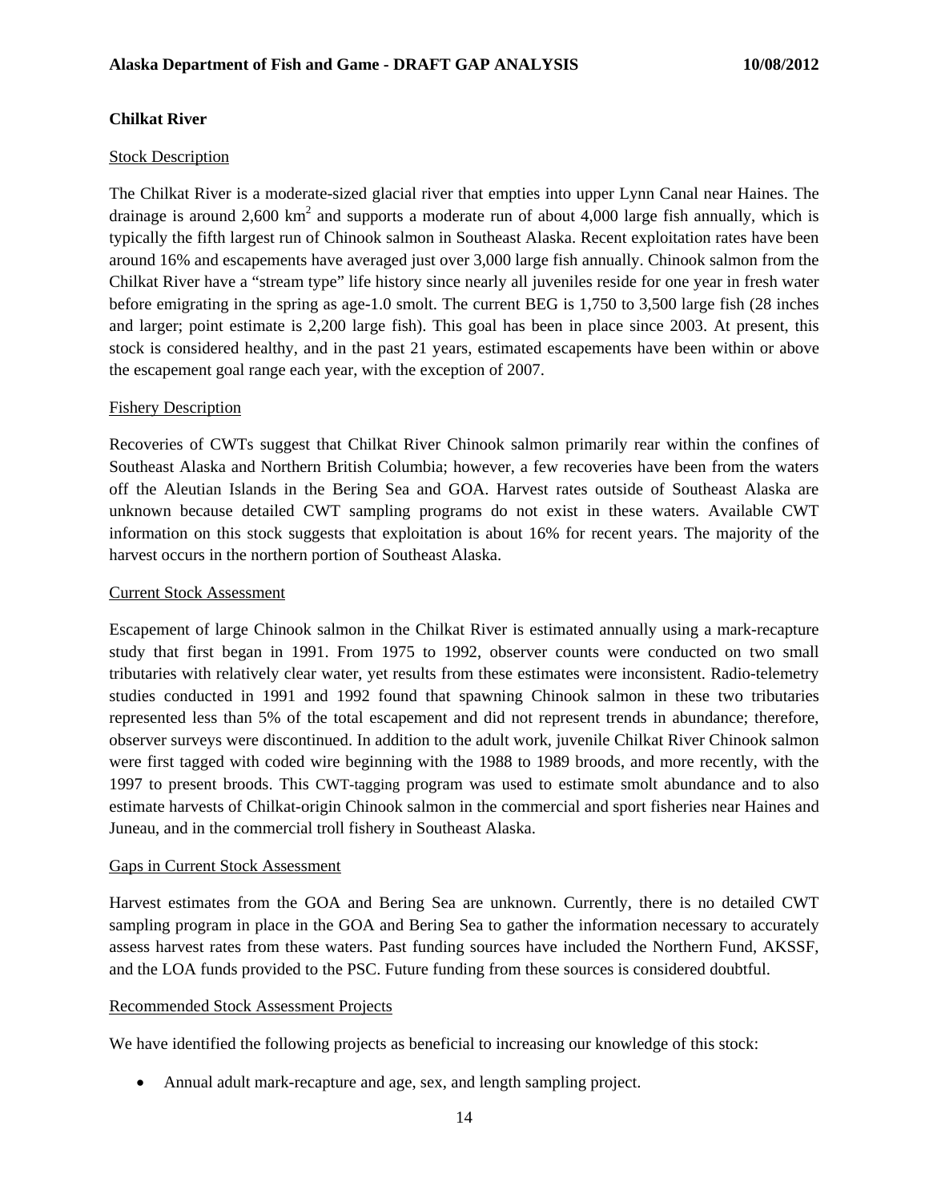## Chilkat River

### Stock Description

The Chilkat River is a moderate-sized glacial river that empties into upper Lynn Canal near Haines. The drainage is around 2,600 $km^2$ and supports a moderate run of about 4,000 large fish annually, which is typically the fifth largest run of Chinook salmon in Southeast Alaska. Recent exploitation rates have been around 16% and escapements have averaged just over 3,000 large fish annually. Chinook salmon from the Chilkat River have a "stream type" life history since nearly all juveniles reside for one year in fresh water before emigrating in the spring as age-1.0 smolt. The current BEG is 1,750 to 3,500 large fish (28 inches and larger; point estimate is 2,200 large fish). This goal has been in place since 2003. At present, this stock is considered healthy, and in the past 21 years, estimated escapements have been within or above the escapement goal range each year, with the exception of 2007.

### Fishery Description

Recoveries of CWTs suggest that Chilkat River Chinook salmon primarily rear within the confines of Southeast Alaska and Northern British Columbia; however, a few recoveries have been from the waters off the Aleutian Islands in the Bering Sea and GOA. Harvest rates outside of Southeast Alaska are unknown because detailed CWT sampling programs do not exist in these waters. Available CWT information on this stock suggests that exploitation is about 16% for recent years. The majority of the harvest occurs in the northern portion of Southeast Alaska.

### Current Stock Assessment

Escapement of large Chinook salmon in the Chilkat River is estimated annually using a mark-recapture study that first began in 1991. From 1975 to 1992, observer counts were conducted on two small tributaries with relatively clear water, yet results from these estimates were inconsistent. Radio-telemetry studies conducted in 1991 and 1992 found that spawning Chinook salmon in these two tributaries represented less than 5% of the total escapement and did not represent trends in abundance; therefore, observer surveys were discontinued. In addition to the adult work, juvenile Chilkat River Chinook salmon were first tagged with coded wire beginning with the 1988 to 1989 broods, and more recently, with the 1997 to present broods. This CWT-tagging program was used to estimate smolt abundance and to also estimate harvests of Chilkat-origin Chinook salmon in the commercial and sport fisheries near Haines and Juneau, and in the commercial troll fishery in Southeast Alaska.

### Gaps in Current Stock Assessment

Harvest estimates from the GOA and Bering Sea are unknown. Currently, there is no detailed CWT sampling program in place in the GOA and Bering Sea to gather the information necessary to accurately assess harvest rates from these waters. Past funding sources have included the Northern Fund, AKSSF, and the LOA funds provided to the PSC. Future funding from these sources is considered doubtful.

### Recommended Stock Assessment Projects

We have identified the following projects as beneficial to increasing our knowledge of this stock:

- Annual adult mark-recapture and age, sex, and length sampling project.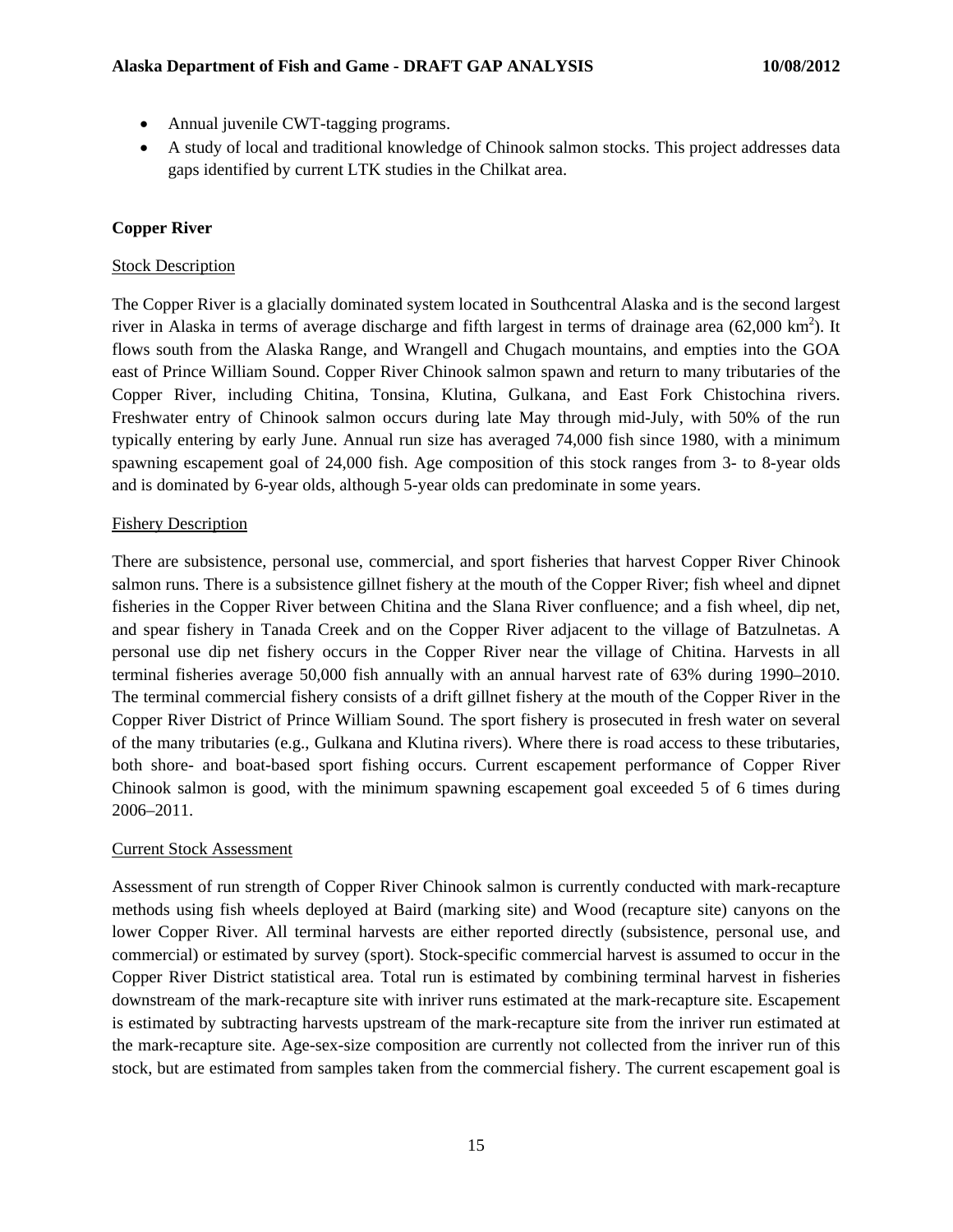- Annual juvenile CWT-tagging programs.
- A study of local and traditional knowledge of Chinook salmon stocks. This project addresses data gaps identified by current LTK studies in the Chilkat area.

**Copper River**

Stock Description

The Copper River is a glacially dominated system located in Southcentral Alaska and is the second largest river in Alaska in terms of average discharge and fifth largest in terms of drainage area (62,000 $km^2$). It flows south from the Alaska Range, and Wrangell and Chugach mountains, and empties into the GOA east of Prince William Sound. Copper River Chinook salmon spawn and return to many tributaries of the Copper River, including Chitina, Tonsina, Klutina, Gulkana, and East Fork Chistochina rivers. Freshwater entry of Chinook salmon occurs during late May through mid-July, with 50% of the run typically entering by early June. Annual run size has averaged 74,000 fish since 1980, with a minimum spawning escapement goal of 24,000 fish. Age composition of this stock ranges from 3- to 8-year olds and is dominated by 6-year olds, although 5-year olds can predominate in some years.

Fishery Description

There are subsistence, personal use, commercial, and sport fisheries that harvest Copper River Chinook salmon runs. There is a subsistence gillnet fishery at the mouth of the Copper River; fish wheel and dipnet fisheries in the Copper River between Chitina and the Slana River confluence; and a fish wheel, dip net, and spear fishery in Tanada Creek and on the Copper River adjacent to the village of Batzulnetas. A personal use dip net fishery occurs in the Copper River near the village of Chitina. Harvests in all terminal fisheries average 50,000 fish annually with an annual harvest rate of 63% during 1990–2010. The terminal commercial fishery consists of a drift gillnet fishery at the mouth of the Copper River in the Copper River District of Prince William Sound. The sport fishery is prosecuted in fresh water on several of the many tributaries (e.g., Gulkana and Klutina rivers). Where there is road access to these tributaries, both shore- and boat-based sport fishing occurs. Current escapement performance of Copper River Chinook salmon is good, with the minimum spawning escapement goal exceeded 5 of 6 times during 2006–2011.

Current Stock Assessment

Assessment of run strength of Copper River Chinook salmon is currently conducted with mark-recapture methods using fish wheels deployed at Baird (marking site) and Wood (recapture site) canyons on the lower Copper River. All terminal harvests are either reported directly (subsistence, personal use, and commercial) or estimated by survey (sport). Stock-specific commercial harvest is assumed to occur in the Copper River District statistical area. Total run is estimated by combining terminal harvest in fisheries downstream of the mark-recapture site with inriver runs estimated at the mark-recapture site. Escapement is estimated by subtracting harvests upstream of the mark-recapture site from the inriver run estimated at the mark-recapture site. Age-sex-size composition are currently not collected from the inriver run of this stock, but are estimated from samples taken from the commercial fishery. The current escapement goal is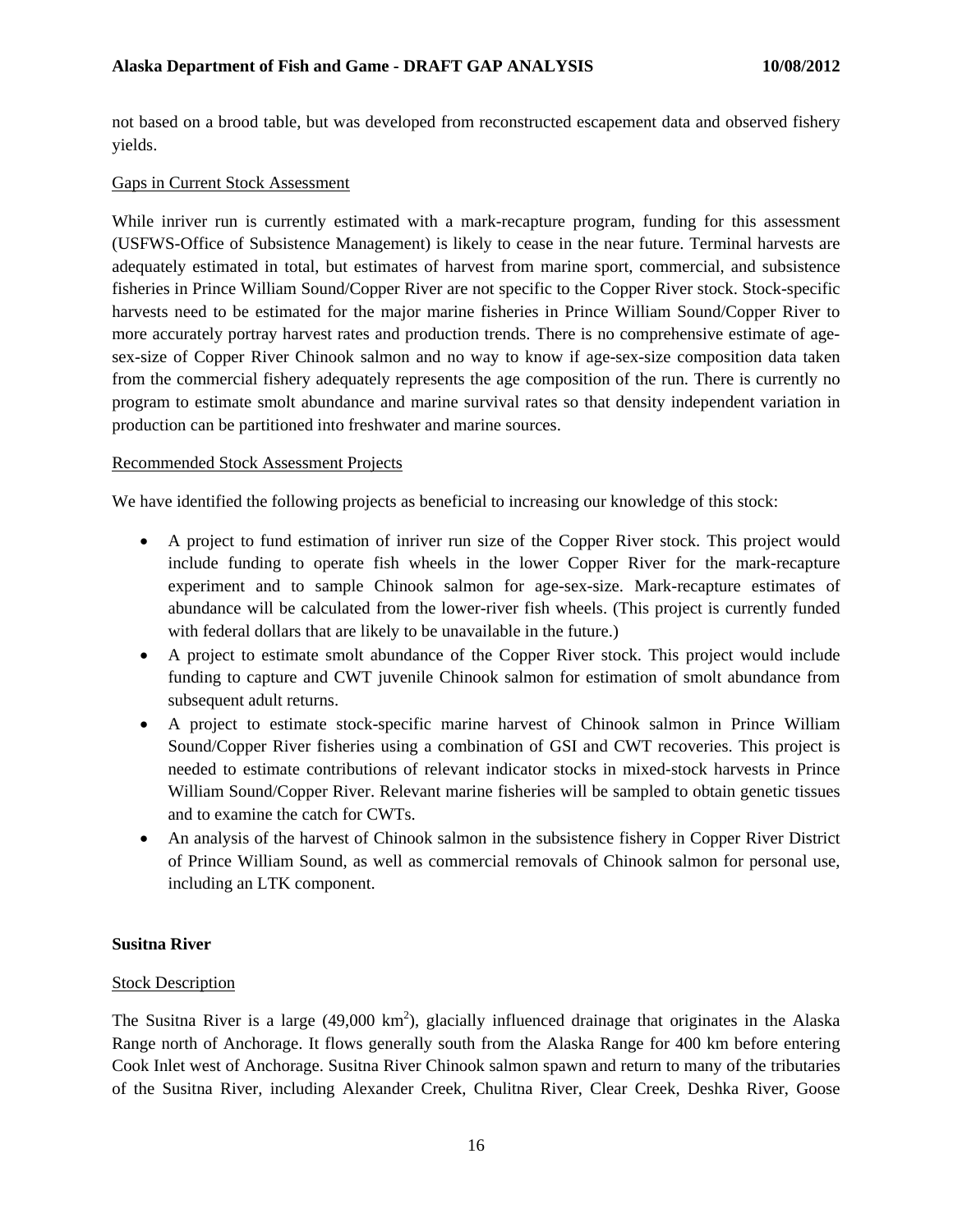not based on a brood table, but was developed from reconstructed escapement data and observed fishery yields.

Gaps in Current Stock Assessment

While inriver run is currently estimated with a mark-recapture program, funding for this assessment (USFWS-Office of Subsistence Management) is likely to cease in the near future. Terminal harvests are adequately estimated in total, but estimates of harvest from marine sport, commercial, and subsistence fisheries in Prince William Sound/Copper River are not specific to the Copper River stock. Stock-specific harvests need to be estimated for the major marine fisheries in Prince William Sound/Copper River to more accurately portray harvest rates and production trends. There is no comprehensive estimate of age-sex-size of Copper River Chinook salmon and no way to know if age-sex-size composition data taken from the commercial fishery adequately represents the age composition of the run. There is currently no program to estimate smolt abundance and marine survival rates so that density independent variation in production can be partitioned into freshwater and marine sources.

Recommended Stock Assessment Projects

We have identified the following projects as beneficial to increasing our knowledge of this stock:

- A project to fund estimation of inriver run size of the Copper River stock. This project would include funding to operate fish wheels in the lower Copper River for the mark-recapture experiment and to sample Chinook salmon for age-sex-size. Mark-recapture estimates of abundance will be calculated from the lower-river fish wheels. (This project is currently funded with federal dollars that are likely to be unavailable in the future.)
- A project to estimate smolt abundance of the Copper River stock. This project would include funding to capture and CWT juvenile Chinook salmon for estimation of smolt abundance from subsequent adult returns.
- A project to estimate stock-specific marine harvest of Chinook salmon in Prince William Sound/Copper River fisheries using a combination of GSI and CWT recoveries. This project is needed to estimate contributions of relevant indicator stocks in mixed-stock harvests in Prince William Sound/Copper River. Relevant marine fisheries will be sampled to obtain genetic tissues and to examine the catch for CWTs.
- An analysis of the harvest of Chinook salmon in the subsistence fishery in Copper River District of Prince William Sound, as well as commercial removals of Chinook salmon for personal use, including an LTK component.

**Susitna River**

Stock Description

The Susitna River is a large (49,000 km$^2$), glacially influenced drainage that originates in the Alaska Range north of Anchorage. It flows generally south from the Alaska Range for 400 km before entering Cook Inlet west of Anchorage. Susitna River Chinook salmon spawn and return to many of the tributaries of the Susitna River, including Alexander Creek, Chulitna River, Clear Creek, Deshka River, Goose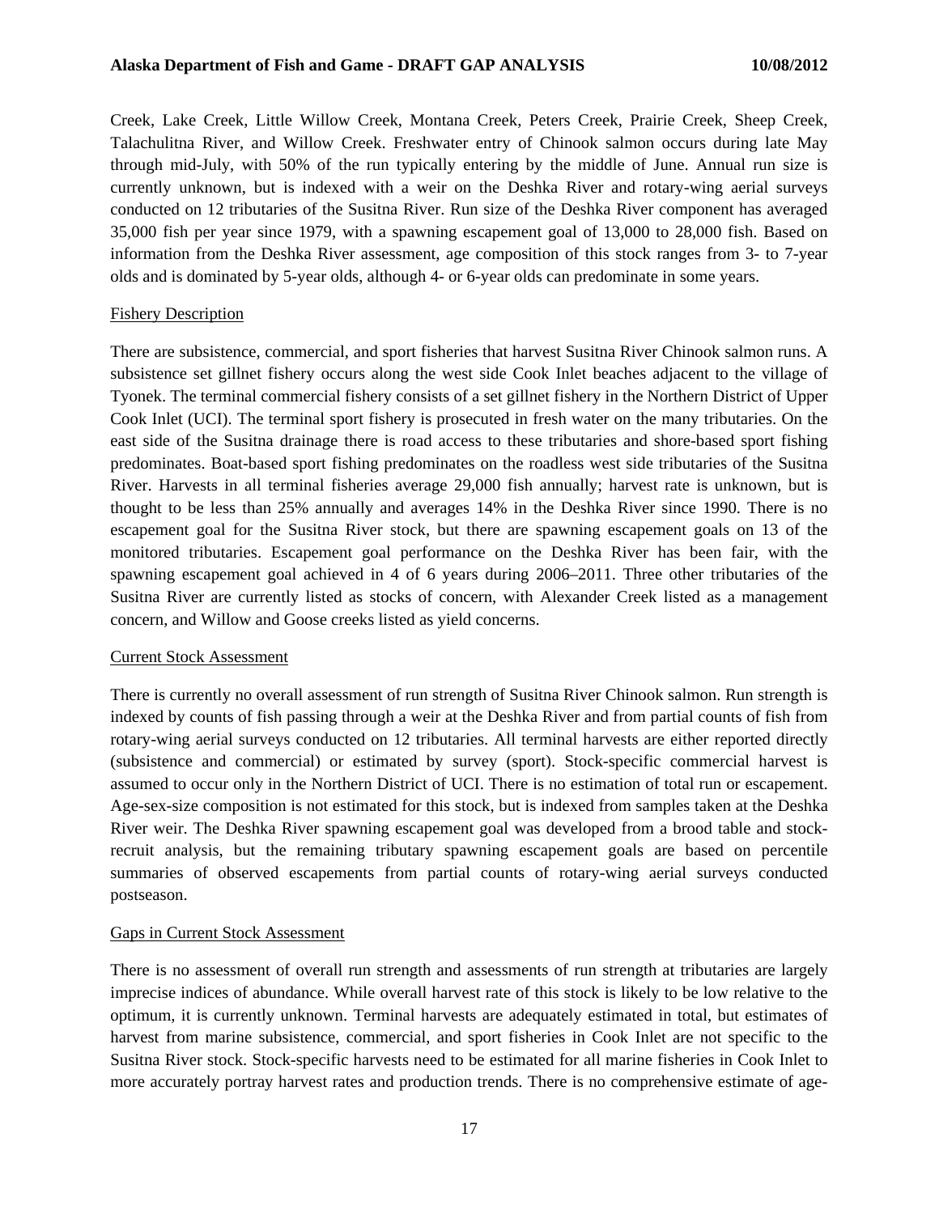Creek, Lake Creek, Little Willow Creek, Montana Creek, Peters Creek, Prairie Creek, Sheep Creek, Talachulitna River, and Willow Creek. Freshwater entry of Chinook salmon occurs during late May through mid-July, with 50% of the run typically entering by the middle of June. Annual run size is currently unknown, but is indexed with a weir on the Deshka River and rotary-wing aerial surveys conducted on 12 tributaries of the Susitna River. Run size of the Deshka River component has averaged 35,000 fish per year since 1979, with a spawning escapement goal of 13,000 to 28,000 fish. Based on information from the Deshka River assessment, age composition of this stock ranges from 3- to 7-year olds and is dominated by 5-year olds, although 4- or 6-year olds can predominate in some years.

#### Fishery Description

There are subsistence, commercial, and sport fisheries that harvest Susitna River Chinook salmon runs. A subsistence set gillnet fishery occurs along the west side Cook Inlet beaches adjacent to the village of Tyonek. The terminal commercial fishery consists of a set gillnet fishery in the Northern District of Upper Cook Inlet (UCI). The terminal sport fishery is prosecuted in fresh water on the many tributaries. On the east side of the Susitna drainage there is road access to these tributaries and shore-based sport fishing predominates. Boat-based sport fishing predominates on the roadless west side tributaries of the Susitna River. Harvests in all terminal fisheries average 29,000 fish annually; harvest rate is unknown, but is thought to be less than 25% annually and averages 14% in the Deshka River since 1990. There is no escapement goal for the Susitna River stock, but there are spawning escapement goals on 13 of the monitored tributaries. Escapement goal performance on the Deshka River has been fair, with the spawning escapement goal achieved in 4 of 6 years during 2006–2011. Three other tributaries of the Susitna River are currently listed as stocks of concern, with Alexander Creek listed as a management concern, and Willow and Goose creeks listed as yield concerns.

#### Current Stock Assessment

There is currently no overall assessment of run strength of Susitna River Chinook salmon. Run strength is indexed by counts of fish passing through a weir at the Deshka River and from partial counts of fish from rotary-wing aerial surveys conducted on 12 tributaries. All terminal harvests are either reported directly (subsistence and commercial) or estimated by survey (sport). Stock-specific commercial harvest is assumed to occur only in the Northern District of UCI. There is no estimation of total run or escapement. Age-sex-size composition is not estimated for this stock, but is indexed from samples taken at the Deshka River weir. The Deshka River spawning escapement goal was developed from a brood table and stock-recruit analysis, but the remaining tributary spawning escapement goals are based on percentile summaries of observed escapements from partial counts of rotary-wing aerial surveys conducted postseason.

#### Gaps in Current Stock Assessment

There is no assessment of overall run strength and assessments of run strength at tributaries are largely imprecise indices of abundance. While overall harvest rate of this stock is likely to be low relative to the optimum, it is currently unknown. Terminal harvests are adequately estimated in total, but estimates of harvest from marine subsistence, commercial, and sport fisheries in Cook Inlet are not specific to the Susitna River stock. Stock-specific harvests need to be estimated for all marine fisheries in Cook Inlet to more accurately portray harvest rates and production trends. There is no comprehensive estimate of age-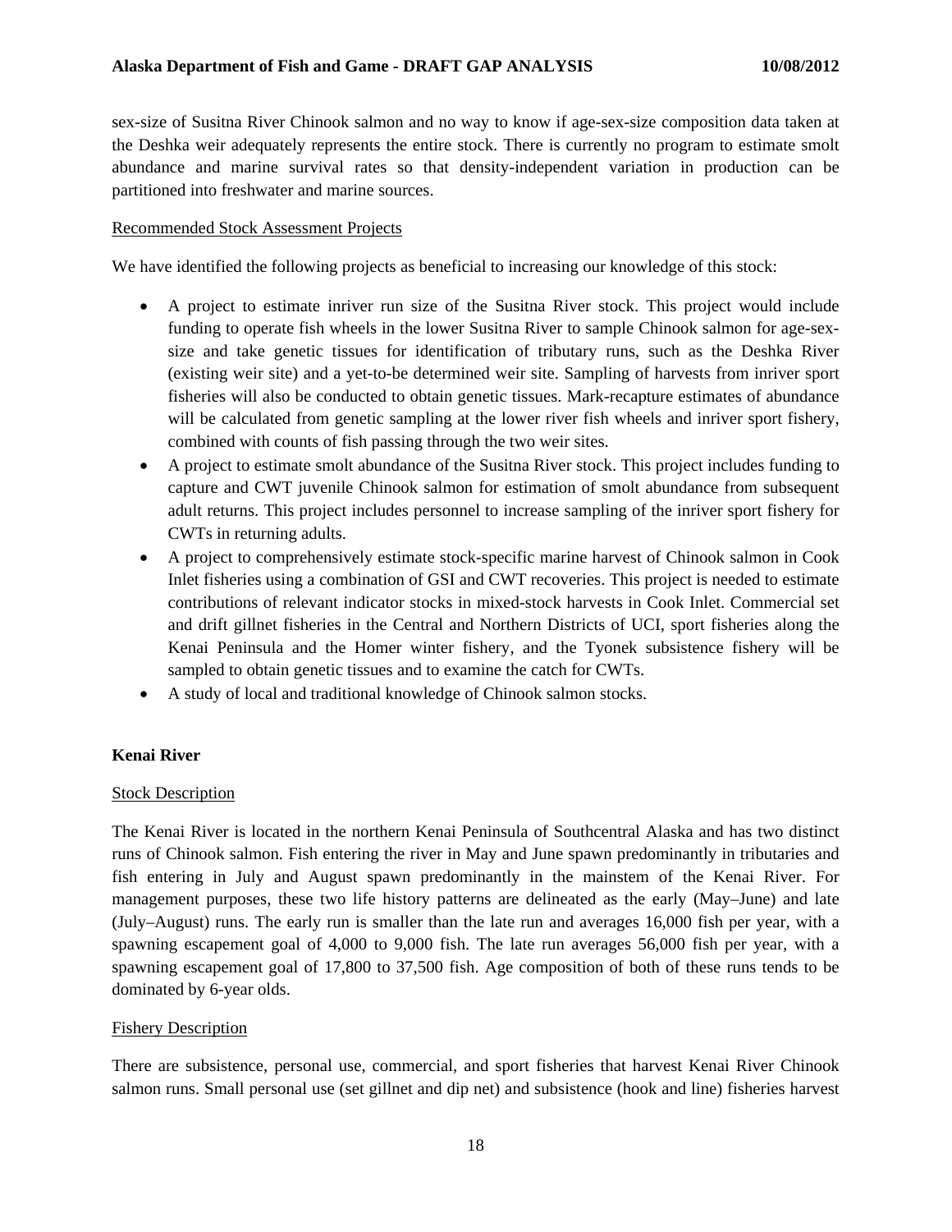sex-size of Susitna River Chinook salmon and no way to know if age-sex-size composition data taken at the Deshka weir adequately represents the entire stock. There is currently no program to estimate smolt abundance and marine survival rates so that density-independent variation in production can be partitioned into freshwater and marine sources.

Recommended Stock Assessment Projects

We have identified the following projects as beneficial to increasing our knowledge of this stock:

- A project to estimate inriver run size of the Susitna River stock. This project would include funding to operate fish wheels in the lower Susitna River to sample Chinook salmon for age-sex-size and take genetic tissues for identification of tributary runs, such as the Deshka River (existing weir site) and a yet-to-be determined weir site. Sampling of harvests from inriver sport fisheries will also be conducted to obtain genetic tissues. Mark-recapture estimates of abundance will be calculated from genetic sampling at the lower river fish wheels and inriver sport fishery, combined with counts of fish passing through the two weir sites.
- A project to estimate smolt abundance of the Susitna River stock. This project includes funding to capture and CWT juvenile Chinook salmon for estimation of smolt abundance from subsequent adult returns. This project includes personnel to increase sampling of the inriver sport fishery for CWTs in returning adults.
- A project to comprehensively estimate stock-specific marine harvest of Chinook salmon in Cook Inlet fisheries using a combination of GSI and CWT recoveries. This project is needed to estimate contributions of relevant indicator stocks in mixed-stock harvests in Cook Inlet. Commercial set and drift gillnet fisheries in the Central and Northern Districts of UCI, sport fisheries along the Kenai Peninsula and the Homer winter fishery, and the Tyonek subsistence fishery will be sampled to obtain genetic tissues and to examine the catch for CWTs.
- A study of local and traditional knowledge of Chinook salmon stocks.

## Kenai River

Stock Description

The Kenai River is located in the northern Kenai Peninsula of Southcentral Alaska and has two distinct runs of Chinook salmon. Fish entering the river in May and June spawn predominantly in tributaries and fish entering in July and August spawn predominantly in the mainstem of the Kenai River. For management purposes, these two life history patterns are delineated as the early (May–June) and late (July–August) runs. The early run is smaller than the late run and averages 16,000 fish per year, with a spawning escapement goal of 4,000 to 9,000 fish. The late run averages 56,000 fish per year, with a spawning escapement goal of 17,800 to 37,500 fish. Age composition of both of these runs tends to be dominated by 6-year olds.

Fishery Description

There are subsistence, personal use, commercial, and sport fisheries that harvest Kenai River Chinook salmon runs. Small personal use (set gillnet and dip net) and subsistence (hook and line) fisheries harvest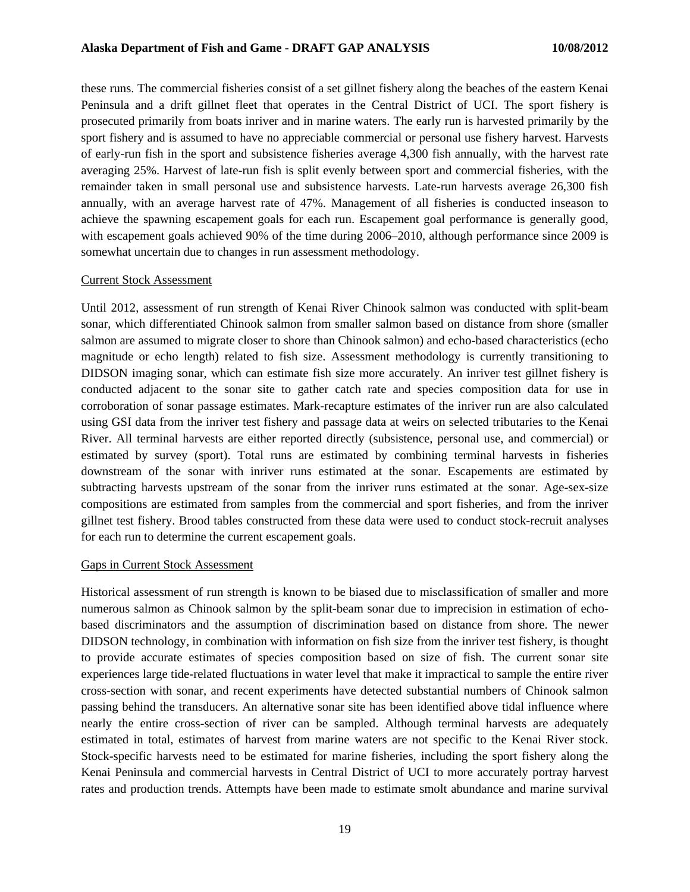these runs. The commercial fisheries consist of a set gillnet fishery along the beaches of the eastern Kenai Peninsula and a drift gillnet fleet that operates in the Central District of UCI. The sport fishery is prosecuted primarily from boats inriver and in marine waters. The early run is harvested primarily by the sport fishery and is assumed to have no appreciable commercial or personal use fishery harvest. Harvests of early-run fish in the sport and subsistence fisheries average 4,300 fish annually, with the harvest rate averaging 25%. Harvest of late-run fish is split evenly between sport and commercial fisheries, with the remainder taken in small personal use and subsistence harvests. Late-run harvests average 26,300 fish annually, with an average harvest rate of 47%. Management of all fisheries is conducted inseason to achieve the spawning escapement goals for each run. Escapement goal performance is generally good, with escapement goals achieved 90% of the time during 2006–2010, although performance since 2009 is somewhat uncertain due to changes in run assessment methodology.

### Current Stock Assessment

Until 2012, assessment of run strength of Kenai River Chinook salmon was conducted with split-beam sonar, which differentiated Chinook salmon from smaller salmon based on distance from shore (smaller salmon are assumed to migrate closer to shore than Chinook salmon) and echo-based characteristics (echo magnitude or echo length) related to fish size. Assessment methodology is currently transitioning to DIDSON imaging sonar, which can estimate fish size more accurately. An inriver test gillnet fishery is conducted adjacent to the sonar site to gather catch rate and species composition data for use in corroboration of sonar passage estimates. Mark-recapture estimates of the inriver run are also calculated using GSI data from the inriver test fishery and passage data at weirs on selected tributaries to the Kenai River. All terminal harvests are either reported directly (subsistence, personal use, and commercial) or estimated by survey (sport). Total runs are estimated by combining terminal harvests in fisheries downstream of the sonar with inriver runs estimated at the sonar. Escapements are estimated by subtracting harvests upstream of the sonar from the inriver runs estimated at the sonar. Age-sex-size compositions are estimated from samples from the commercial and sport fisheries, and from the inriver gillnet test fishery. Brood tables constructed from these data were used to conduct stock-recruit analyses for each run to determine the current escapement goals.

### Gaps in Current Stock Assessment

Historical assessment of run strength is known to be biased due to misclassification of smaller and more numerous salmon as Chinook salmon by the split-beam sonar due to imprecision in estimation of echo-based discriminators and the assumption of discrimination based on distance from shore. The newer DIDSON technology, in combination with information on fish size from the inriver test fishery, is thought to provide accurate estimates of species composition based on size of fish. The current sonar site experiences large tide-related fluctuations in water level that make it impractical to sample the entire river cross-section with sonar, and recent experiments have detected substantial numbers of Chinook salmon passing behind the transducers. An alternative sonar site has been identified above tidal influence where nearly the entire cross-section of river can be sampled. Although terminal harvests are adequately estimated in total, estimates of harvest from marine waters are not specific to the Kenai River stock. Stock-specific harvests need to be estimated for marine fisheries, including the sport fishery along the Kenai Peninsula and commercial harvests in Central District of UCI to more accurately portray harvest rates and production trends. Attempts have been made to estimate smolt abundance and marine survival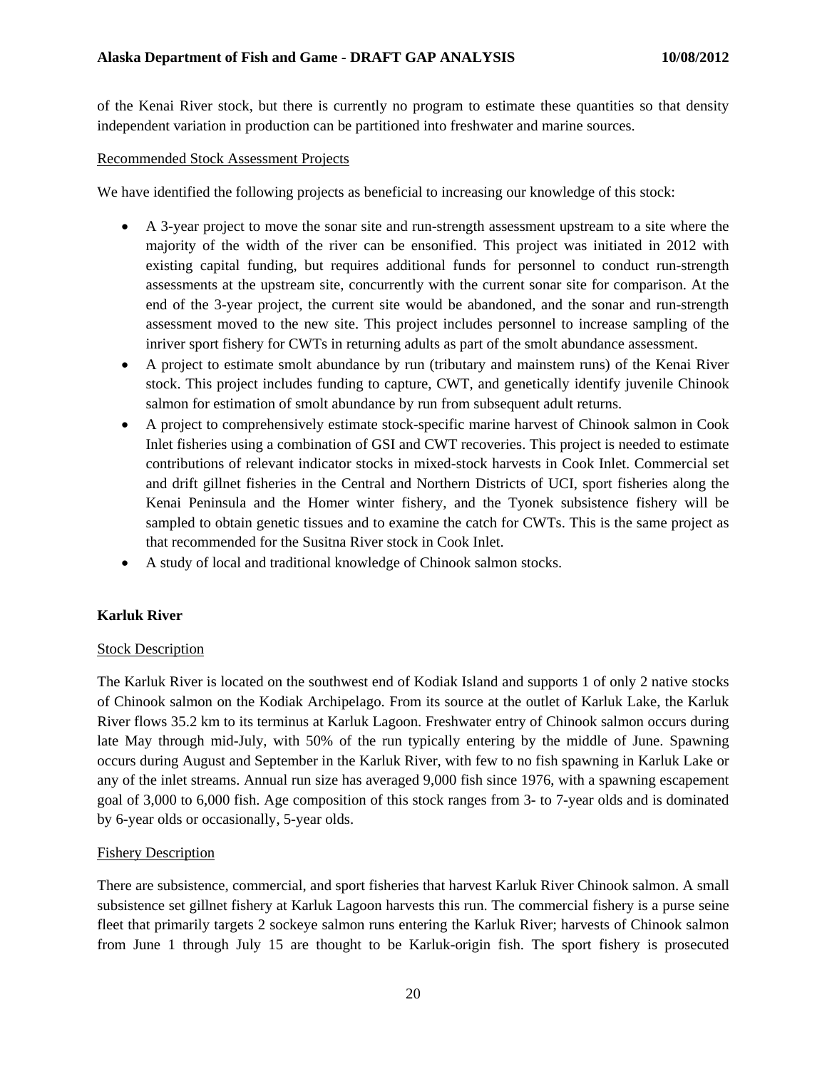of the Kenai River stock, but there is currently no program to estimate these quantities so that density independent variation in production can be partitioned into freshwater and marine sources.

Recommended Stock Assessment Projects

We have identified the following projects as beneficial to increasing our knowledge of this stock:

- A 3-year project to move the sonar site and run-strength assessment upstream to a site where the majority of the width of the river can be ensonified. This project was initiated in 2012 with existing capital funding, but requires additional funds for personnel to conduct run-strength assessments at the upstream site, concurrently with the current sonar site for comparison. At the end of the 3-year project, the current site would be abandoned, and the sonar and run-strength assessment moved to the new site. This project includes personnel to increase sampling of the inriver sport fishery for CWTs in returning adults as part of the smolt abundance assessment.
- A project to estimate smolt abundance by run (tributary and mainstem runs) of the Kenai River stock. This project includes funding to capture, CWT, and genetically identify juvenile Chinook salmon for estimation of smolt abundance by run from subsequent adult returns.
- A project to comprehensively estimate stock-specific marine harvest of Chinook salmon in Cook Inlet fisheries using a combination of GSI and CWT recoveries. This project is needed to estimate contributions of relevant indicator stocks in mixed-stock harvests in Cook Inlet. Commercial set and drift gillnet fisheries in the Central and Northern Districts of UCI, sport fisheries along the Kenai Peninsula and the Homer winter fishery, and the Tyonek subsistence fishery will be sampled to obtain genetic tissues and to examine the catch for CWTs. This is the same project as that recommended for the Susitna River stock in Cook Inlet.
- A study of local and traditional knowledge of Chinook salmon stocks.

**Karluk River**

Stock Description

The Karluk River is located on the southwest end of Kodiak Island and supports 1 of only 2 native stocks of Chinook salmon on the Kodiak Archipelago. From its source at the outlet of Karluk Lake, the Karluk River flows 35.2 km to its terminus at Karluk Lagoon. Freshwater entry of Chinook salmon occurs during late May through mid-July, with 50% of the run typically entering by the middle of June. Spawning occurs during August and September in the Karluk River, with few to no fish spawning in Karluk Lake or any of the inlet streams. Annual run size has averaged 9,000 fish since 1976, with a spawning escapement goal of 3,000 to 6,000 fish. Age composition of this stock ranges from 3- to 7-year olds and is dominated by 6-year olds or occasionally, 5-year olds.

Fishery Description

There are subsistence, commercial, and sport fisheries that harvest Karluk River Chinook salmon. A small subsistence set gillnet fishery at Karluk Lagoon harvests this run. The commercial fishery is a purse seine fleet that primarily targets 2 sockeye salmon runs entering the Karluk River; harvests of Chinook salmon from June 1 through July 15 are thought to be Karluk-origin fish. The sport fishery is prosecuted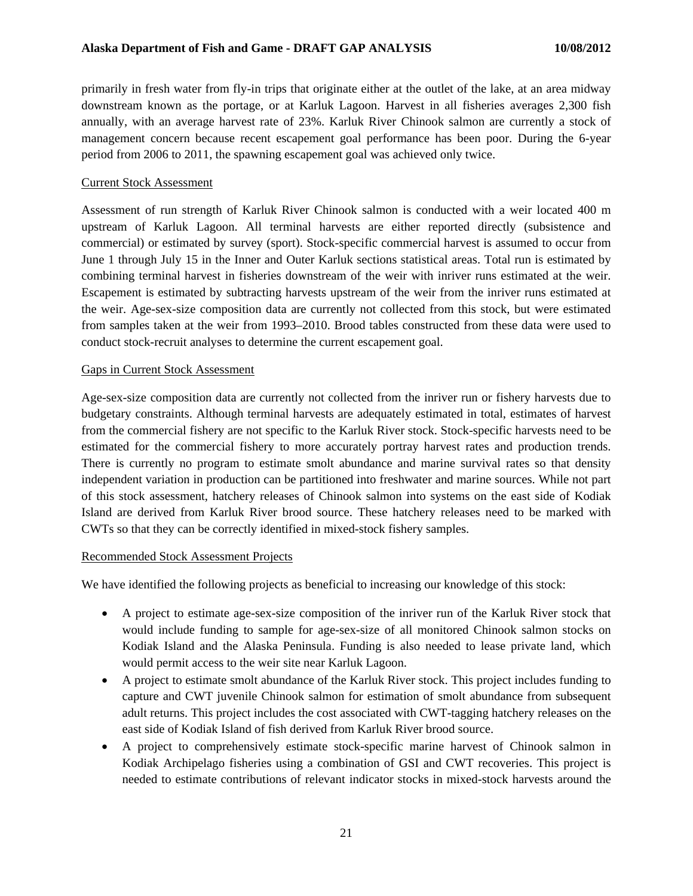primarily in fresh water from fly-in trips that originate either at the outlet of the lake, at an area midway downstream known as the portage, or at Karluk Lagoon. Harvest in all fisheries averages 2,300 fish annually, with an average harvest rate of 23%. Karluk River Chinook salmon are currently a stock of management concern because recent escapement goal performance has been poor. During the 6-year period from 2006 to 2011, the spawning escapement goal was achieved only twice.

Current Stock Assessment

Assessment of run strength of Karluk River Chinook salmon is conducted with a weir located 400 m upstream of Karluk Lagoon. All terminal harvests are either reported directly (subsistence and commercial) or estimated by survey (sport). Stock-specific commercial harvest is assumed to occur from June 1 through July 15 in the Inner and Outer Karluk sections statistical areas. Total run is estimated by combining terminal harvest in fisheries downstream of the weir with inriver runs estimated at the weir. Escapement is estimated by subtracting harvests upstream of the weir from the inriver runs estimated at the weir. Age-sex-size composition data are currently not collected from this stock, but were estimated from samples taken at the weir from 1993–2010. Brood tables constructed from these data were used to conduct stock-recruit analyses to determine the current escapement goal.

Gaps in Current Stock Assessment

Age-sex-size composition data are currently not collected from the inriver run or fishery harvests due to budgetary constraints. Although terminal harvests are adequately estimated in total, estimates of harvest from the commercial fishery are not specific to the Karluk River stock. Stock-specific harvests need to be estimated for the commercial fishery to more accurately portray harvest rates and production trends. There is currently no program to estimate smolt abundance and marine survival rates so that density independent variation in production can be partitioned into freshwater and marine sources. While not part of this stock assessment, hatchery releases of Chinook salmon into systems on the east side of Kodiak Island are derived from Karluk River brood source. These hatchery releases need to be marked with CWTs so that they can be correctly identified in mixed-stock fishery samples.

Recommended Stock Assessment Projects

We have identified the following projects as beneficial to increasing our knowledge of this stock:

- A project to estimate age-sex-size composition of the inriver run of the Karluk River stock that would include funding to sample for age-sex-size of all monitored Chinook salmon stocks on Kodiak Island and the Alaska Peninsula. Funding is also needed to lease private land, which would permit access to the weir site near Karluk Lagoon.
- A project to estimate smolt abundance of the Karluk River stock. This project includes funding to capture and CWT juvenile Chinook salmon for estimation of smolt abundance from subsequent adult returns. This project includes the cost associated with CWT-tagging hatchery releases on the east side of Kodiak Island of fish derived from Karluk River brood source.
- A project to comprehensively estimate stock-specific marine harvest of Chinook salmon in Kodiak Archipelago fisheries using a combination of GSI and CWT recoveries. This project is needed to estimate contributions of relevant indicator stocks in mixed-stock harvests around the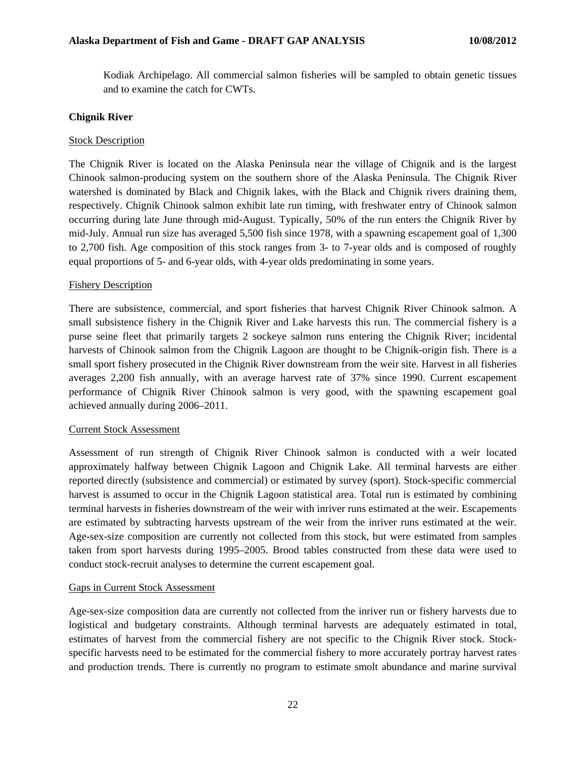Kodiak Archipelago. All commercial salmon fisheries will be sampled to obtain genetic tissues and to examine the catch for CWTs.

### Chignik River

#### Stock Description

The Chignik River is located on the Alaska Peninsula near the village of Chignik and is the largest Chinook salmon-producing system on the southern shore of the Alaska Peninsula. The Chignik River watershed is dominated by Black and Chignik lakes, with the Black and Chignik rivers draining them, respectively. Chignik Chinook salmon exhibit late run timing, with freshwater entry of Chinook salmon occurring during late June through mid-August. Typically, 50% of the run enters the Chignik River by mid-July. Annual run size has averaged 5,500 fish since 1978, with a spawning escapement goal of 1,300 to 2,700 fish. Age composition of this stock ranges from 3- to 7-year olds and is composed of roughly equal proportions of 5- and 6-year olds, with 4-year olds predominating in some years.

#### Fishery Description

There are subsistence, commercial, and sport fisheries that harvest Chignik River Chinook salmon. A small subsistence fishery in the Chignik River and Lake harvests this run. The commercial fishery is a purse seine fleet that primarily targets 2 sockeye salmon runs entering the Chignik River; incidental harvests of Chinook salmon from the Chignik Lagoon are thought to be Chignik-origin fish. There is a small sport fishery prosecuted in the Chignik River downstream from the weir site. Harvest in all fisheries averages 2,200 fish annually, with an average harvest rate of 37% since 1990. Current escapement performance of Chignik River Chinook salmon is very good, with the spawning escapement goal achieved annually during 2006–2011.

#### Current Stock Assessment

Assessment of run strength of Chignik River Chinook salmon is conducted with a weir located approximately halfway between Chignik Lagoon and Chignik Lake. All terminal harvests are either reported directly (subsistence and commercial) or estimated by survey (sport). Stock-specific commercial harvest is assumed to occur in the Chignik Lagoon statistical area. Total run is estimated by combining terminal harvests in fisheries downstream of the weir with inriver runs estimated at the weir. Escapements are estimated by subtracting harvests upstream of the weir from the inriver runs estimated at the weir. Age-sex-size composition are currently not collected from this stock, but were estimated from samples taken from sport harvests during 1995–2005. Brood tables constructed from these data were used to conduct stock-recruit analyses to determine the current escapement goal.

#### Gaps in Current Stock Assessment

Age-sex-size composition data are currently not collected from the inriver run or fishery harvests due to logistical and budgetary constraints. Although terminal harvests are adequately estimated in total, estimates of harvest from the commercial fishery are not specific to the Chignik River stock. Stock-specific harvests need to be estimated for the commercial fishery to more accurately portray harvest rates and production trends. There is currently no program to estimate smolt abundance and marine survival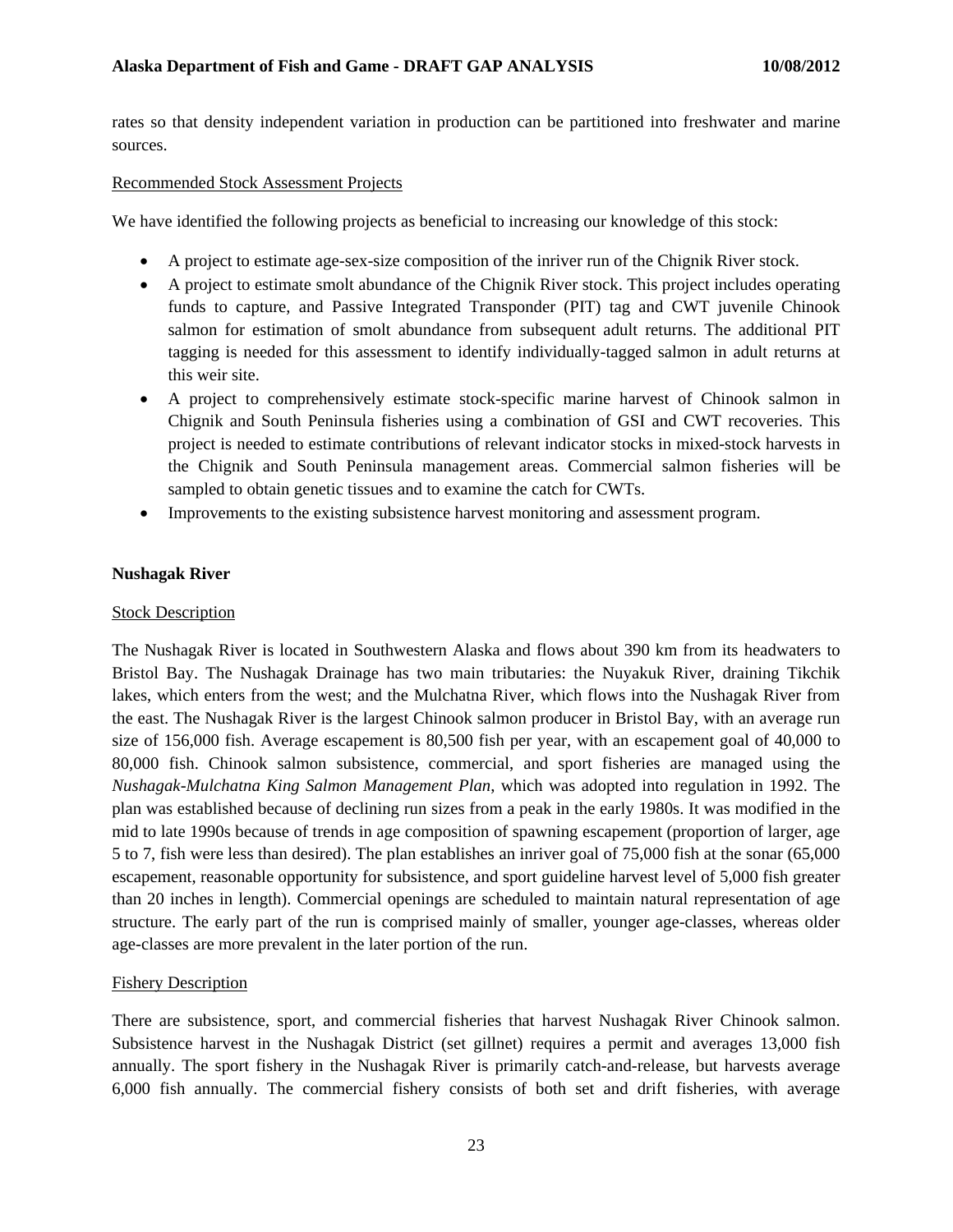rates so that density independent variation in production can be partitioned into freshwater and marine sources.

Recommended Stock Assessment Projects

We have identified the following projects as beneficial to increasing our knowledge of this stock:

- A project to estimate age-sex-size composition of the inriver run of the Chignik River stock.
- A project to estimate smolt abundance of the Chignik River stock. This project includes operating funds to capture, and Passive Integrated Transponder (PIT) tag and CWT juvenile Chinook salmon for estimation of smolt abundance from subsequent adult returns. The additional PIT tagging is needed for this assessment to identify individually-tagged salmon in adult returns at this weir site.
- A project to comprehensively estimate stock-specific marine harvest of Chinook salmon in Chignik and South Peninsula fisheries using a combination of GSI and CWT recoveries. This project is needed to estimate contributions of relevant indicator stocks in mixed-stock harvests in the Chignik and South Peninsula management areas. Commercial salmon fisheries will be sampled to obtain genetic tissues and to examine the catch for CWTs.
- Improvements to the existing subsistence harvest monitoring and assessment program.

**Nushagak River**

Stock Description

The Nushagak River is located in Southwestern Alaska and flows about 390 km from its headwaters to Bristol Bay. The Nushagak Drainage has two main tributaries: the Nuyakuk River, draining Tikchik lakes, which enters from the west; and the Mulchatna River, which flows into the Nushagak River from the east. The Nushagak River is the largest Chinook salmon producer in Bristol Bay, with an average run size of 156,000 fish. Average escapement is 80,500 fish per year, with an escapement goal of 40,000 to 80,000 fish. Chinook salmon subsistence, commercial, and sport fisheries are managed using the *Nushagak-Mulchatna King Salmon Management Plan*, which was adopted into regulation in 1992. The plan was established because of declining run sizes from a peak in the early 1980s. It was modified in the mid to late 1990s because of trends in age composition of spawning escapement (proportion of larger, age 5 to 7, fish were less than desired). The plan establishes an inriver goal of 75,000 fish at the sonar (65,000 escapement, reasonable opportunity for subsistence, and sport guideline harvest level of 5,000 fish greater than 20 inches in length). Commercial openings are scheduled to maintain natural representation of age structure. The early part of the run is comprised mainly of smaller, younger age-classes, whereas older age-classes are more prevalent in the later portion of the run.

Fishery Description

There are subsistence, sport, and commercial fisheries that harvest Nushagak River Chinook salmon. Subsistence harvest in the Nushagak District (set gillnet) requires a permit and averages 13,000 fish annually. The sport fishery in the Nushagak River is primarily catch-and-release, but harvests average 6,000 fish annually. The commercial fishery consists of both set and drift fisheries, with average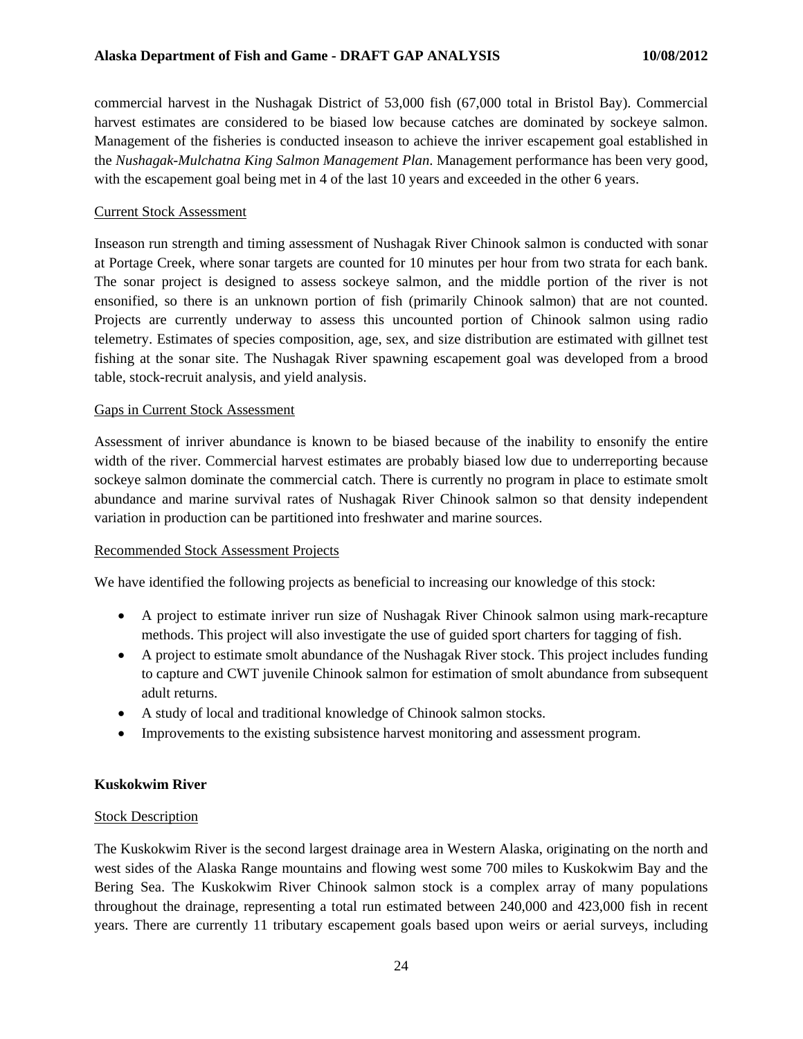commercial harvest in the Nushagak District of 53,000 fish (67,000 total in Bristol Bay). Commercial harvest estimates are considered to be biased low because catches are dominated by sockeye salmon. Management of the fisheries is conducted inseason to achieve the inriver escapement goal established in the *Nushagak-Mulchatna King Salmon Management Plan*. Management performance has been very good, with the escapement goal being met in 4 of the last 10 years and exceeded in the other 6 years.

Current Stock Assessment

Inseason run strength and timing assessment of Nushagak River Chinook salmon is conducted with sonar at Portage Creek, where sonar targets are counted for 10 minutes per hour from two strata for each bank. The sonar project is designed to assess sockeye salmon, and the middle portion of the river is not ensonified, so there is an unknown portion of fish (primarily Chinook salmon) that are not counted. Projects are currently underway to assess this uncounted portion of Chinook salmon using radio telemetry. Estimates of species composition, age, sex, and size distribution are estimated with gillnet test fishing at the sonar site. The Nushagak River spawning escapement goal was developed from a brood table, stock-recruit analysis, and yield analysis.

Gaps in Current Stock Assessment

Assessment of inriver abundance is known to be biased because of the inability to ensonify the entire width of the river. Commercial harvest estimates are probably biased low due to underreporting because sockeye salmon dominate the commercial catch. There is currently no program in place to estimate smolt abundance and marine survival rates of Nushagak River Chinook salmon so that density independent variation in production can be partitioned into freshwater and marine sources.

Recommended Stock Assessment Projects

We have identified the following projects as beneficial to increasing our knowledge of this stock:

- A project to estimate inriver run size of Nushagak River Chinook salmon using mark-recapture methods. This project will also investigate the use of guided sport charters for tagging of fish.
- A project to estimate smolt abundance of the Nushagak River stock. This project includes funding to capture and CWT juvenile Chinook salmon for estimation of smolt abundance from subsequent adult returns.
- A study of local and traditional knowledge of Chinook salmon stocks.
- Improvements to the existing subsistence harvest monitoring and assessment program.

**Kuskokwim River**

Stock Description

The Kuskokwim River is the second largest drainage area in Western Alaska, originating on the north and west sides of the Alaska Range mountains and flowing west some 700 miles to Kuskokwim Bay and the Bering Sea. The Kuskokwim River Chinook salmon stock is a complex array of many populations throughout the drainage, representing a total run estimated between 240,000 and 423,000 fish in recent years. There are currently 11 tributary escapement goals based upon weirs or aerial surveys, including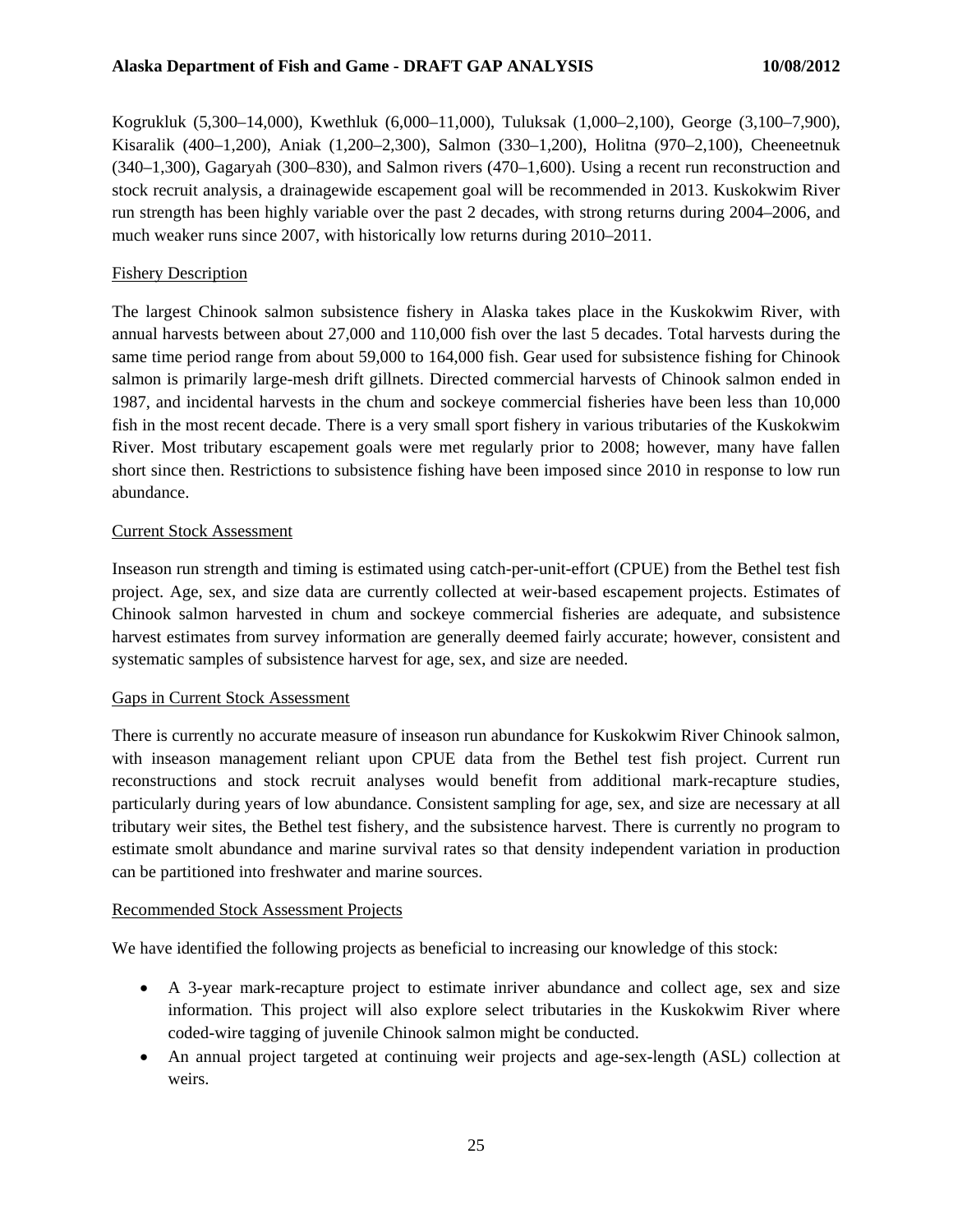Kogrukluk (5,300–14,000), Kwethluk (6,000–11,000), Tuluksak (1,000–2,100), George (3,100–7,900), Kisaralik (400–1,200), Aniak (1,200–2,300), Salmon (330–1,200), Holitna (970–2,100), Cheeneetnuk (340–1,300), Gagaryah (300–830), and Salmon rivers (470–1,600). Using a recent run reconstruction and stock recruit analysis, a drainagewide escapement goal will be recommended in 2013. Kuskokwim River run strength has been highly variable over the past 2 decades, with strong returns during 2004–2006, and much weaker runs since 2007, with historically low returns during 2010–2011.

Fishery Description

The largest Chinook salmon subsistence fishery in Alaska takes place in the Kuskokwim River, with annual harvests between about 27,000 and 110,000 fish over the last 5 decades. Total harvests during the same time period range from about 59,000 to 164,000 fish. Gear used for subsistence fishing for Chinook salmon is primarily large-mesh drift gillnets. Directed commercial harvests of Chinook salmon ended in 1987, and incidental harvests in the chum and sockeye commercial fisheries have been less than 10,000 fish in the most recent decade. There is a very small sport fishery in various tributaries of the Kuskokwim River. Most tributary escapement goals were met regularly prior to 2008; however, many have fallen short since then. Restrictions to subsistence fishing have been imposed since 2010 in response to low run abundance.

Current Stock Assessment

Inseason run strength and timing is estimated using catch-per-unit-effort (CPUE) from the Bethel test fish project. Age, sex, and size data are currently collected at weir-based escapement projects. Estimates of Chinook salmon harvested in chum and sockeye commercial fisheries are adequate, and subsistence harvest estimates from survey information are generally deemed fairly accurate; however, consistent and systematic samples of subsistence harvest for age, sex, and size are needed.

Gaps in Current Stock Assessment

There is currently no accurate measure of inseason run abundance for Kuskokwim River Chinook salmon, with inseason management reliant upon CPUE data from the Bethel test fish project. Current run reconstructions and stock recruit analyses would benefit from additional mark-recapture studies, particularly during years of low abundance. Consistent sampling for age, sex, and size are necessary at all tributary weir sites, the Bethel test fishery, and the subsistence harvest. There is currently no program to estimate smolt abundance and marine survival rates so that density independent variation in production can be partitioned into freshwater and marine sources.

Recommended Stock Assessment Projects

We have identified the following projects as beneficial to increasing our knowledge of this stock:

- A 3-year mark-recapture project to estimate inriver abundance and collect age, sex and size information. This project will also explore select tributaries in the Kuskokwim River where coded-wire tagging of juvenile Chinook salmon might be conducted.
- An annual project targeted at continuing weir projects and age-sex-length (ASL) collection at weirs.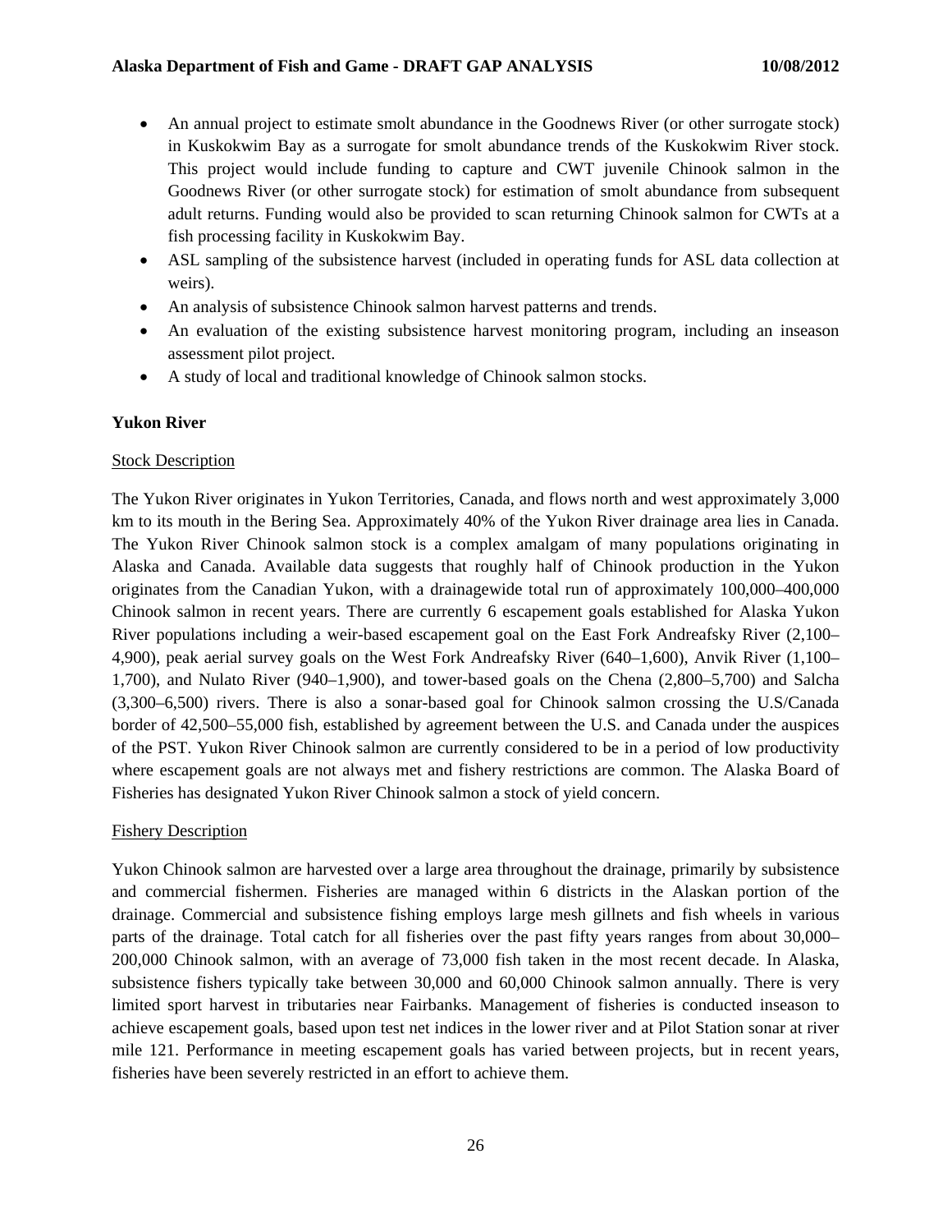- An annual project to estimate smolt abundance in the Goodnews River (or other surrogate stock) in Kuskokwim Bay as a surrogate for smolt abundance trends of the Kuskokwim River stock. This project would include funding to capture and CWT juvenile Chinook salmon in the Goodnews River (or other surrogate stock) for estimation of smolt abundance from subsequent adult returns. Funding would also be provided to scan returning Chinook salmon for CWTs at a fish processing facility in Kuskokwim Bay.
- ASL sampling of the subsistence harvest (included in operating funds for ASL data collection at weirs).
- An analysis of subsistence Chinook salmon harvest patterns and trends.
- An evaluation of the existing subsistence harvest monitoring program, including an inseason assessment pilot project.
- A study of local and traditional knowledge of Chinook salmon stocks.

**Yukon River**

Stock Description

The Yukon River originates in Yukon Territories, Canada, and flows north and west approximately 3,000 km to its mouth in the Bering Sea. Approximately 40% of the Yukon River drainage area lies in Canada. The Yukon River Chinook salmon stock is a complex amalgam of many populations originating in Alaska and Canada. Available data suggests that roughly half of Chinook production in the Yukon originates from the Canadian Yukon, with a drainagewide total run of approximately 100,000–400,000 Chinook salmon in recent years. There are currently 6 escapement goals established for Alaska Yukon River populations including a weir-based escapement goal on the East Fork Andreafsky River (2,100–4,900), peak aerial survey goals on the West Fork Andreafsky River (640–1,600), Anvik River (1,100–1,700), and Nulato River (940–1,900), and tower-based goals on the Chena (2,800–5,700) and Salcha (3,300–6,500) rivers. There is also a sonar-based goal for Chinook salmon crossing the U.S/Canada border of 42,500–55,000 fish, established by agreement between the U.S. and Canada under the auspices of the PST. Yukon River Chinook salmon are currently considered to be in a period of low productivity where escapement goals are not always met and fishery restrictions are common. The Alaska Board of Fisheries has designated Yukon River Chinook salmon a stock of yield concern.

Fishery Description

Yukon Chinook salmon are harvested over a large area throughout the drainage, primarily by subsistence and commercial fishermen. Fisheries are managed within 6 districts in the Alaskan portion of the drainage. Commercial and subsistence fishing employs large mesh gillnets and fish wheels in various parts of the drainage. Total catch for all fisheries over the past fifty years ranges from about 30,000–200,000 Chinook salmon, with an average of 73,000 fish taken in the most recent decade. In Alaska, subsistence fishers typically take between 30,000 and 60,000 Chinook salmon annually. There is very limited sport harvest in tributaries near Fairbanks. Management of fisheries is conducted inseason to achieve escapement goals, based upon test net indices in the lower river and at Pilot Station sonar at river mile 121. Performance in meeting escapement goals has varied between projects, but in recent years, fisheries have been severely restricted in an effort to achieve them.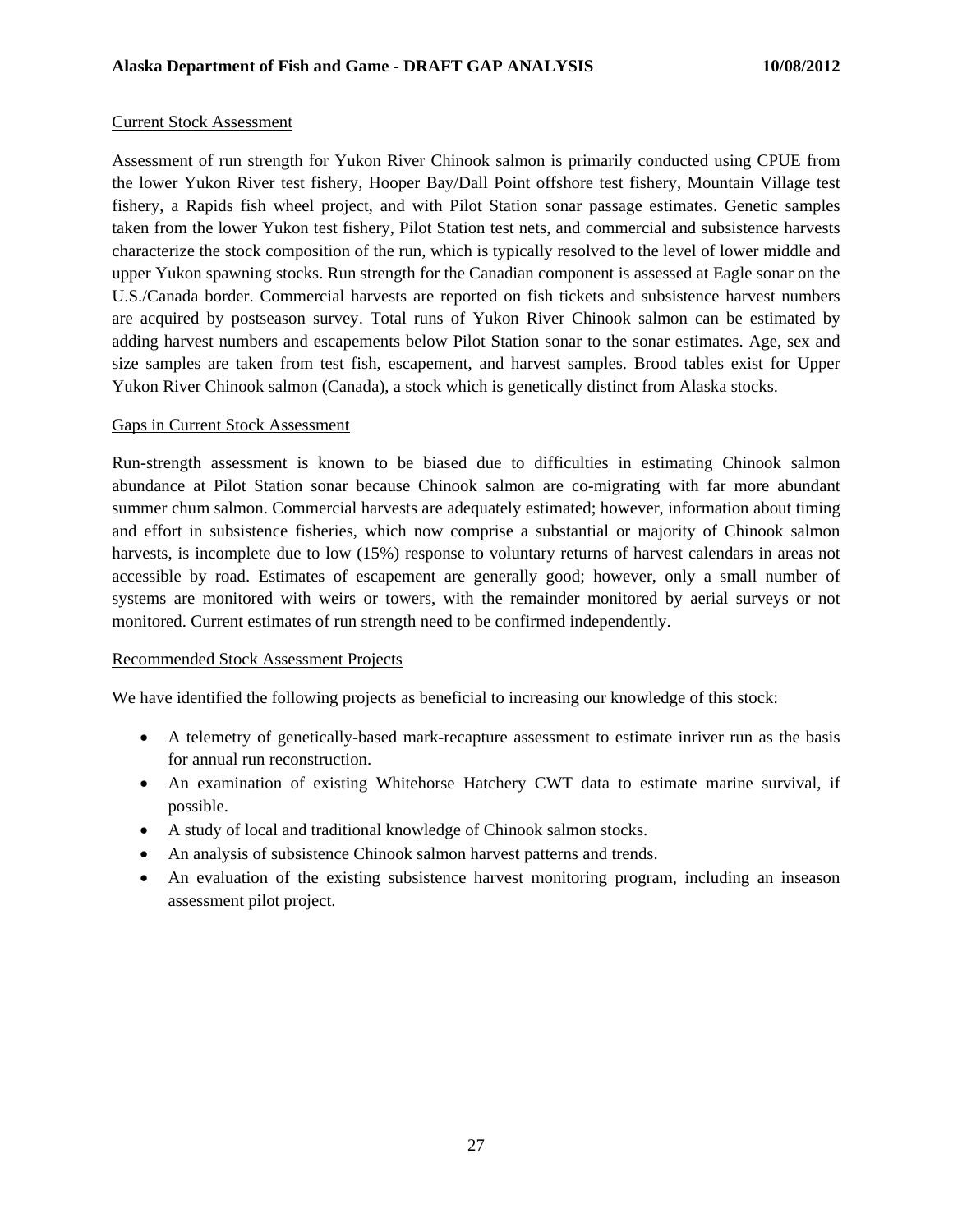Current Stock Assessment

Assessment of run strength for Yukon River Chinook salmon is primarily conducted using CPUE from the lower Yukon River test fishery, Hooper Bay/Dall Point offshore test fishery, Mountain Village test fishery, a Rapids fish wheel project, and with Pilot Station sonar passage estimates. Genetic samples taken from the lower Yukon test fishery, Pilot Station test nets, and commercial and subsistence harvests characterize the stock composition of the run, which is typically resolved to the level of lower middle and upper Yukon spawning stocks. Run strength for the Canadian component is assessed at Eagle sonar on the U.S./Canada border. Commercial harvests are reported on fish tickets and subsistence harvest numbers are acquired by postseason survey. Total runs of Yukon River Chinook salmon can be estimated by adding harvest numbers and escapements below Pilot Station sonar to the sonar estimates. Age, sex and size samples are taken from test fish, escapement, and harvest samples. Brood tables exist for Upper Yukon River Chinook salmon (Canada), a stock which is genetically distinct from Alaska stocks.

Gaps in Current Stock Assessment

Run-strength assessment is known to be biased due to difficulties in estimating Chinook salmon abundance at Pilot Station sonar because Chinook salmon are co-migrating with far more abundant summer chum salmon. Commercial harvests are adequately estimated; however, information about timing and effort in subsistence fisheries, which now comprise a substantial or majority of Chinook salmon harvests, is incomplete due to low (15%) response to voluntary returns of harvest calendars in areas not accessible by road. Estimates of escapement are generally good; however, only a small number of systems are monitored with weirs or towers, with the remainder monitored by aerial surveys or not monitored. Current estimates of run strength need to be confirmed independently.

Recommended Stock Assessment Projects

We have identified the following projects as beneficial to increasing our knowledge of this stock:

- A telemetry of genetically-based mark-recapture assessment to estimate inriver run as the basis for annual run reconstruction.
- An examination of existing Whitehorse Hatchery CWT data to estimate marine survival, if possible.
- A study of local and traditional knowledge of Chinook salmon stocks.
- An analysis of subsistence Chinook salmon harvest patterns and trends.
- An evaluation of the existing subsistence harvest monitoring program, including an inseason assessment pilot project.